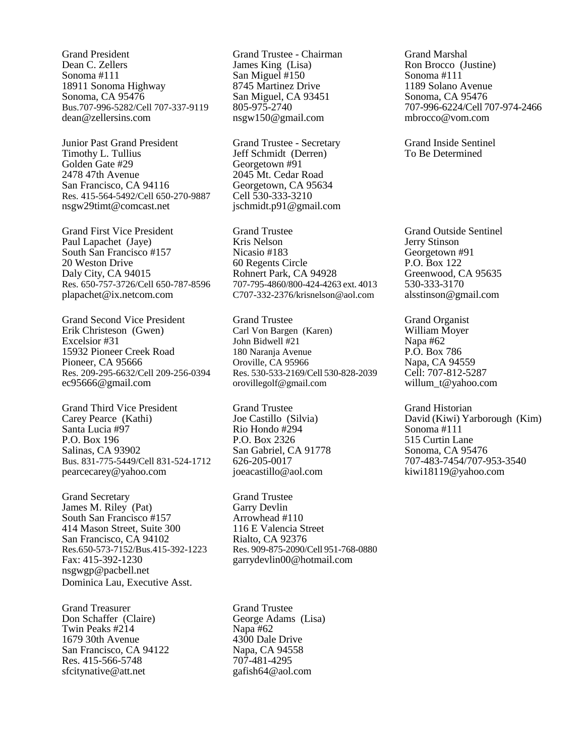Grand President
Dean C. Zellers
Sonoma #111
18911 Sonoma Highway
Sonoma, CA 95476
Bus.707-996-5282/Cell 707-337-9119
dean@zellersins.com

Junior Past Grand President
Timothy L. Tullius
Golden Gate #29
2478 47th Avenue
San Francisco, CA 94116
Res. 415-564-5492/Cell 650-270-9887
nsgw29timt@comcast.net

Grand First Vice President
Paul Lapachet (Jaye)
South San Francisco #157
20 Weston Drive
Daly City, CA 94015
Res. 650-757-3726/Cell 650-787-8596
plapachet@ix.netcom.com

Grand Second Vice President
Erik Christeson (Gwen)
Excelsior #31
15932 Pioneer Creek Road
Pioneer, CA 95666
Res. 209-295-6632/Cell 209-256-0394
ec95666@gmail.com

Grand Third Vice President
Carey Pearce (Kathi)
Santa Lucia #97
P.O. Box 196
Salinas, CA 93902
Bus. 831-775-5449/Cell 831-524-1712
pearcecarey@yahoo.com

Grand Secretary
James M. Riley (Pat)
South San Francisco #157
414 Mason Street, Suite 300
San Francisco, CA 94102
Res.650-573-7152/Bus.415-392-1223
Fax: 415-392-1230
nsgwgp@pacbell.net
Dominica Lau, Executive Asst.

Grand Treasurer
Don Schaffer (Claire)
Twin Peaks #214
1679 30th Avenue
San Francisco, CA 94122
Res. 415-566-5748
sfcitynative@att.net

Grand Trustee - Chairman
James King (Lisa)
San Miguel #150
8745 Martinez Drive
San Miguel, CA 93451
805-975-2740
nsgw150@gmail.com

Grand Trustee - Secretary
Jeff Schmidt (Derren)
Georgetown #91
2045 Mt. Cedar Road
Georgetown, CA 95634
Cell 530-333-3210
jschmidt.p91@gmail.com

Grand Trustee
Kris Nelson
Nicasio #183
60 Regents Circle
Rohnert Park, CA 94928
707-795-4860/800-424-4263 ext. 4013
C707-332-2376/krisnelson@aol.com

Grand Trustee
Carl Von Bargen (Karen)
John Bidwell #21
180 Naranja Avenue
Oroville, CA 95966
Res. 530-533-2169/Cell 530-828-2039
orovillegolf@gmail.com

Grand Trustee
Joe Castillo (Silvia)
Rio Hondo #294
P.O. Box 2326
San Gabriel, CA 91778
626-205-0017
joeacastillo@aol.com

Grand Trustee
Garry Devlin
Arrowhead #110
116 E Valencia Street
Rialto, CA 92376
Res. 909-875-2090/Cell 951-768-0880
garrydevlin00@hotmail.com

Grand Trustee
George Adams (Lisa)
Napa #62
4300 Dale Drive
Napa, CA 94558
707-481-4295
gafish64@aol.com

Grand Marshal
Ron Brocco (Justine)
Sonoma #111
1189 Solano Avenue
Sonoma, CA 95476
707-996-6224/Cell 707-974-2466
mbrocco@vom.com

Grand Inside Sentinel
To Be Determined

Grand Outside Sentinel
Jerry Stinson
Georgetown #91
P.O. Box 122
Greenwood, CA 95635
530-333-3170
alsstinson@gmail.com

Grand Organist
William Moyer
Napa #62
P.O. Box 786
Napa, CA 94559
Cell: 707-812-5287
willum_t@yahoo.com

Grand Historian
David (Kiwi) Yarborough (Kim)
Sonoma #111
515 Curtin Lane
Sonoma, CA 95476
707-483-7454/707-953-3540
kiwi18119@yahoo.com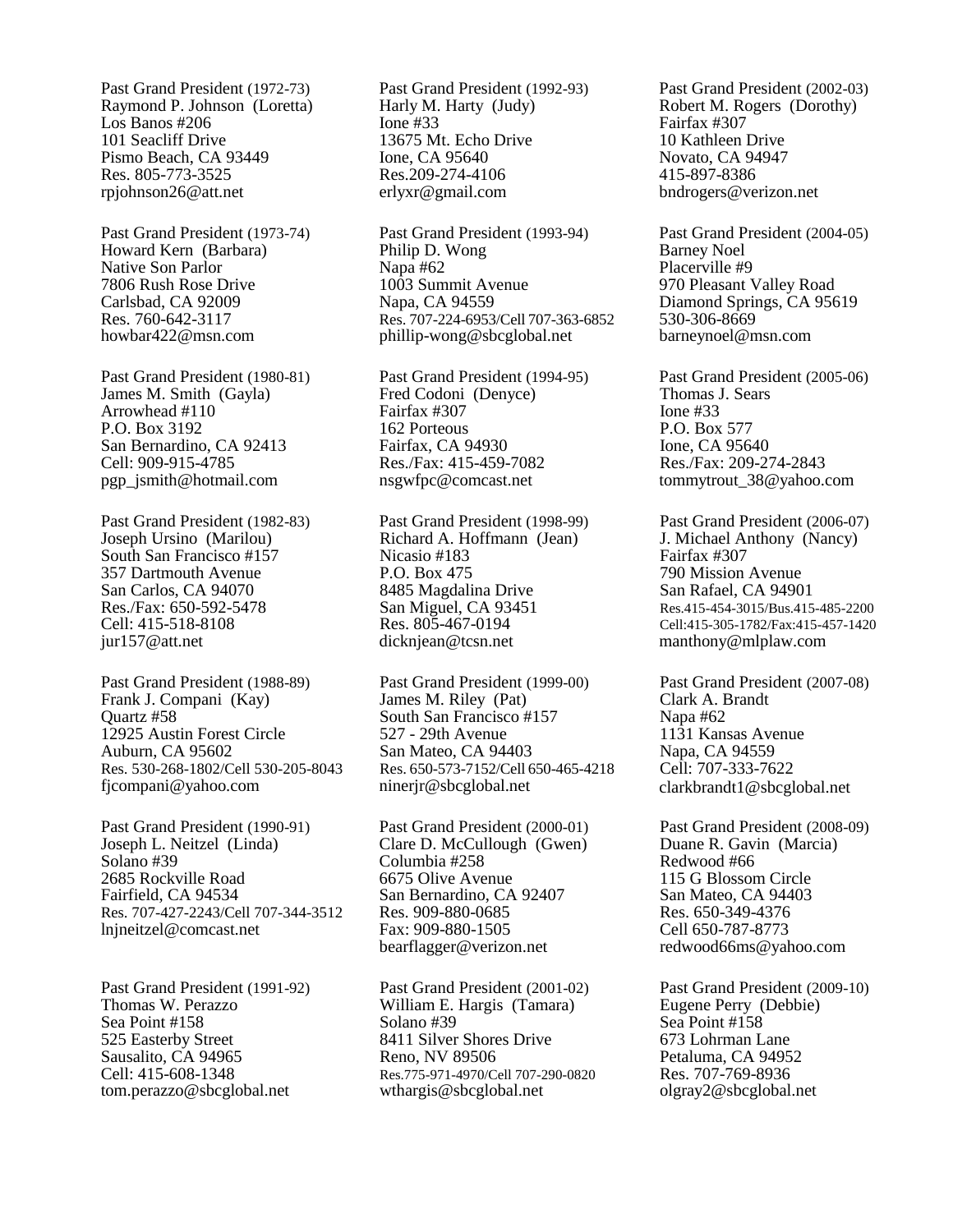Past Grand President (1972-73)
Raymond P. Johnson (Loretta)
Los Banos #206
101 Seacliff Drive
Pismo Beach, CA 93449
Res. 805-773-3525
rpjohnson26@att.net

Past Grand President (1973-74)
Howard Kern (Barbara)
Native Son Parlor
7806 Rush Rose Drive
Carlsbad, CA 92009
Res. 760-642-3117
howbar422@msn.com

Past Grand President (1980-81)
James M. Smith (Gayla)
Arrowhead #110
P.O. Box 3192
San Bernardino, CA 92413
Cell: 909-915-4785
pgp_jsmith@hotmail.com

Past Grand President (1982-83)
Joseph Ursino (Marilou)
South San Francisco #157
357 Dartmouth Avenue
San Carlos, CA 94070
Res./Fax: 650-592-5478
Cell: 415-518-8108
jur157@att.net

Past Grand President (1988-89)
Frank J. Compani (Kay)
Quartz #58
12925 Austin Forest Circle
Auburn, CA 95602
Res. 530-268-1802/Cell 530-205-8043
fjcompani@yahoo.com

Past Grand President (1990-91)
Joseph L. Neitzel (Linda)
Solano #39
2685 Rockville Road
Fairfield, CA 94534
Res. 707-427-2243/Cell 707-344-3512
lnjneitzel@comcast.net

Past Grand President (1991-92)
Thomas W. Perazzo
Sea Point #158
525 Easterby Street
Sausalito, CA 94965
Cell: 415-608-1348
tom.perazzo@sbcglobal.net

Past Grand President (1992-93)
Harly M. Harty (Judy)
Ione #33
13675 Mt. Echo Drive
Ione, CA 95640
Res.209-274-4106
erlyxr@gmail.com

Past Grand President (1993-94)
Philip D. Wong
Napa #62
1003 Summit Avenue
Napa, CA 94559
Res. 707-224-6953/Cell 707-363-6852
phillip-wong@sbcglobal.net

Past Grand President (1994-95)
Fred Codoni (Denyce)
Fairfax #307
162 Porteous
Fairfax, CA 94930
Res./Fax: 415-459-7082
nsgwfpc@comcast.net

Past Grand President (1998-99)
Richard A. Hoffmann (Jean)
Nicasio #183
P.O. Box 475
8485 Magdalina Drive
San Miguel, CA 93451
Res. 805-467-0194
dicknjean@tcsn.net

Past Grand President (1999-00)
James M. Riley (Pat)
South San Francisco #157
527 - 29th Avenue
San Mateo, CA 94403
Res. 650-573-7152/Cell 650-465-4218
ninerjr@sbcglobal.net

Past Grand President (2000-01)
Clare D. McCullough (Gwen)
Columbia #258
6675 Olive Avenue
San Bernardino, CA 92407
Res. 909-880-0685
Fax: 909-880-1505
bearflagger@verizon.net

Past Grand President (2001-02)
William E. Hargis (Tamara)
Solano #39
8411 Silver Shores Drive
Reno, NV 89506
Res.775-971-4970/Cell 707-290-0820
wthargis@sbcglobal.net

Past Grand President (2002-03)
Robert M. Rogers (Dorothy)
Fairfax #307
10 Kathleen Drive
Novato, CA 94947
415-897-8386
bndrogers@verizon.net

Past Grand President (2004-05)
Barney Noel
Placerville #9
970 Pleasant Valley Road
Diamond Springs, CA 95619
530-306-8669
barneynoel@msn.com

Past Grand President (2005-06)
Thomas J. Sears
Ione #33
P.O. Box 577
Ione, CA 95640
Res./Fax: 209-274-2843
tommytrout_38@yahoo.com

Past Grand President (2006-07)
J. Michael Anthony (Nancy)
Fairfax #307
790 Mission Avenue
San Rafael, CA 94901
Res.415-454-3015/Bus.415-485-2200
Cell:415-305-1782/Fax:415-457-1420
manthony@mlplaw.com

Past Grand President (2007-08)
Clark A. Brandt
Napa #62
1131 Kansas Avenue
Napa, CA 94559
Cell: 707-333-7622
clarkbrandt1@sbcglobal.net

Past Grand President (2008-09)
Duane R. Gavin (Marcia)
Redwood #66
115 G Blossom Circle
San Mateo, CA 94403
Res. 650-349-4376
Cell 650-787-8773
redwood66ms@yahoo.com

Past Grand President (2009-10)
Eugene Perry (Debbie)
Sea Point #158
673 Lohrman Lane
Petaluma, CA 94952
Res. 707-769-8936
olgray2@sbcglobal.net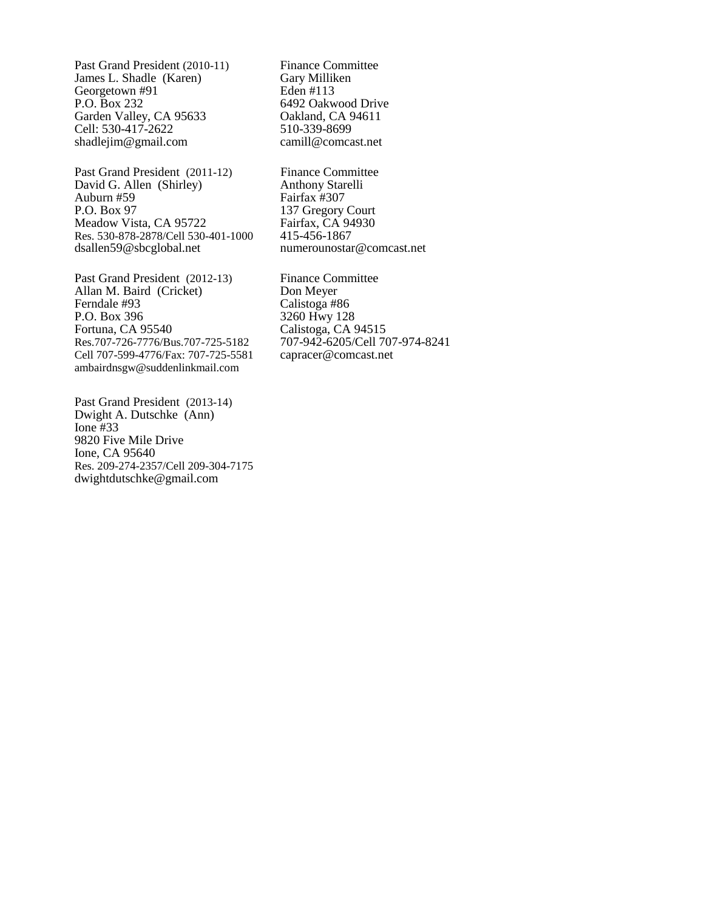Past Grand President (2010-11)
James L. Shadle (Karen)
Georgetown #91
P.O. Box 232
Garden Valley, CA 95633
Cell: 530-417-2622
shadlejim@gmail.com

Past Grand President (2011-12)
David G. Allen (Shirley)
Auburn #59
P.O. Box 97
Meadow Vista, CA 95722
Res. 530-878-2878/Cell 530-401-1000
dsallen59@sbcglobal.net

Past Grand President (2012-13)
Allan M. Baird (Cricket)
Ferndale #93
P.O. Box 396
Fortuna, CA 95540
Res.707-726-7776/Bus.707-725-5182
Cell 707-599-4776/Fax: 707-725-5581
ambairdnsgw@suddenlinkmail.com

Past Grand President (2013-14)
Dwight A. Dutschke (Ann)
Ione #33
9820 Five Mile Drive
Ione, CA 95640
Res. 209-274-2357/Cell 209-304-7175
dwightdutschke@gmail.com

Finance Committee
Gary Milliken
Eden #113
6492 Oakwood Drive
Oakland, CA 94611
510-339-8699
camill@comcast.net

Finance Committee
Anthony Starelli
Fairfax #307
137 Gregory Court
Fairfax, CA 94930
415-456-1867
numerounostar@comcast.net

Finance Committee
Don Meyer
Calistoga #86
3260 Hwy 128
Calistoga, CA 94515
707-942-6205/Cell 707-974-8241
capracer@comcast.net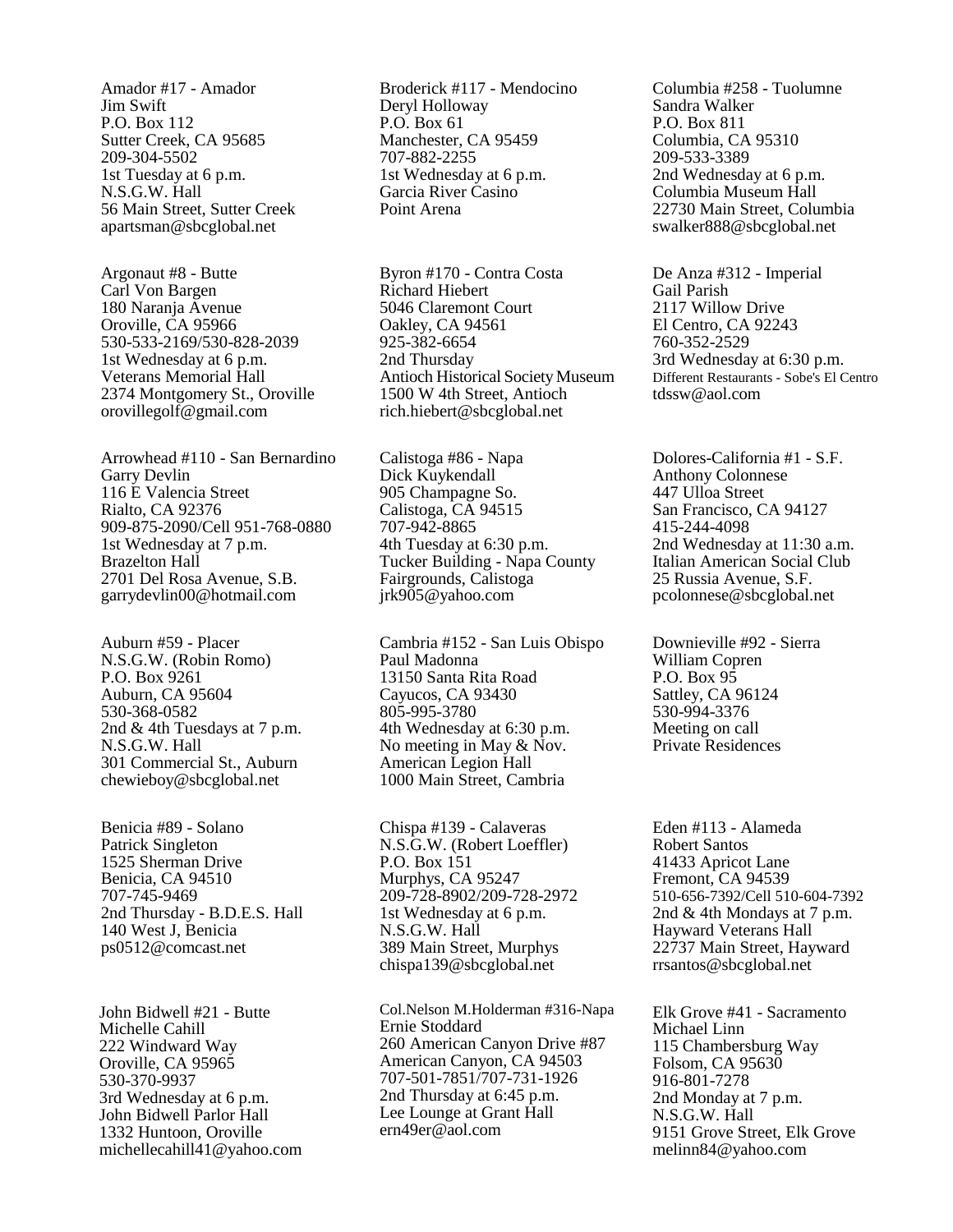Amador #17 - Amador
Jim Swift
P.O. Box 112
Sutter Creek, CA 95685
209-304-5502
1st Tuesday at 6 p.m.
N.S.G.W. Hall
56 Main Street, Sutter Creek
apartsman@sbcglobal.net

Argonaut #8 - Butte
Carl Von Bargen
180 Naranja Avenue
Oroville, CA 95966
530-533-2169/530-828-2039
1st Wednesday at 6 p.m.
Veterans Memorial Hall
2374 Montgomery St., Oroville
orovillegolf@gmail.com

Arrowhead #110 - San Bernardino
Garry Devlin
116 E Valencia Street
Rialto, CA 92376
909-875-2090/Cell 951-768-0880
1st Wednesday at 7 p.m.
Brazelton Hall
2701 Del Rosa Avenue, S.B.
garrydevlin00@hotmail.com

Auburn #59 - Placer
N.S.G.W. (Robin Romo)
P.O. Box 9261
Auburn, CA 95604
530-368-0582
2nd & 4th Tuesdays at 7 p.m.
N.S.G.W. Hall
301 Commercial St., Auburn
chewieboy@sbcglobal.net

Benicia #89 - Solano
Patrick Singleton
1525 Sherman Drive
Benicia, CA 94510
707-745-9469
2nd Thursday - B.D.E.S. Hall
140 West J, Benicia
ps0512@comcast.net

John Bidwell #21 - Butte
Michelle Cahill
222 Windward Way
Oroville, CA 95965
530-370-9937
3rd Wednesday at 6 p.m.
John Bidwell Parlor Hall
1332 Huntoon, Oroville
michellecahill41@yahoo.com

Broderick #117 - Mendocino
Deryl Holloway
P.O. Box 61
Manchester, CA 95459
707-882-2255
1st Wednesday at 6 p.m.
Garcia River Casino
Point Arena

Byron #170 - Contra Costa
Richard Hiebert
5046 Claremont Court
Oakley, CA 94561
925-382-6654
2nd Thursday
Antioch Historical Society Museum
1500 W 4th Street, Antioch
rich.hiebert@sbcglobal.net

Calistoga #86 - Napa
Dick Kuykendall
905 Champagne So.
Calistoga, CA 94515
707-942-8865
4th Tuesday at 6:30 p.m.
Tucker Building - Napa County
Fairgrounds, Calistoga
jrk905@yahoo.com

Cambria #152 - San Luis Obispo
Paul Madonna
13150 Santa Rita Road
Cayucos, CA 93430
805-995-3780
4th Wednesday at 6:30 p.m.
No meeting in May & Nov.
American Legion Hall
1000 Main Street, Cambria

Chispa #139 - Calaveras
N.S.G.W. (Robert Loeffler)
P.O. Box 151
Murphys, CA 95247
209-728-8902/209-728-2972
1st Wednesday at 6 p.m.
N.S.G.W. Hall
389 Main Street, Murphys
chispa139@sbcglobal.net

Col.Nelson M.Holderman #316-Napa
Ernie Stoddard
260 American Canyon Drive #87
American Canyon, CA 94503
707-501-7851/707-731-1926
2nd Thursday at 6:45 p.m.
Lee Lounge at Grant Hall
ern49er@aol.com

Columbia #258 - Tuolumne
Sandra Walker
P.O. Box 811
Columbia, CA 95310
209-533-3389
2nd Wednesday at 6 p.m.
Columbia Museum Hall
22730 Main Street, Columbia
swalker888@sbcglobal.net

De Anza #312 - Imperial
Gail Parish
2117 Willow Drive
El Centro, CA 92243
760-352-2529
3rd Wednesday at 6:30 p.m.
Different Restaurants - Sobe's El Centro
tdssw@aol.com

Dolores-California #1 - S.F.
Anthony Colonnese
447 Ulloa Street
San Francisco, CA 94127
415-244-4098
2nd Wednesday at 11:30 a.m.
Italian American Social Club
25 Russia Avenue, S.F.
pcolonnese@sbcglobal.net

Downieville #92 - Sierra
William Copren
P.O. Box 95
Sattley, CA 96124
530-994-3376
Meeting on call
Private Residences

Eden #113 - Alameda
Robert Santos
41433 Apricot Lane
Fremont, CA 94539
510-656-7392/Cell 510-604-7392
2nd & 4th Mondays at 7 p.m.
Hayward Veterans Hall
22737 Main Street, Hayward
rrsantos@sbcglobal.net

Elk Grove #41 - Sacramento
Michael Linn
115 Chambersburg Way
Folsom, CA 95630
916-801-7278
2nd Monday at 7 p.m.
N.S.G.W. Hall
9151 Grove Street, Elk Grove
melinn84@yahoo.com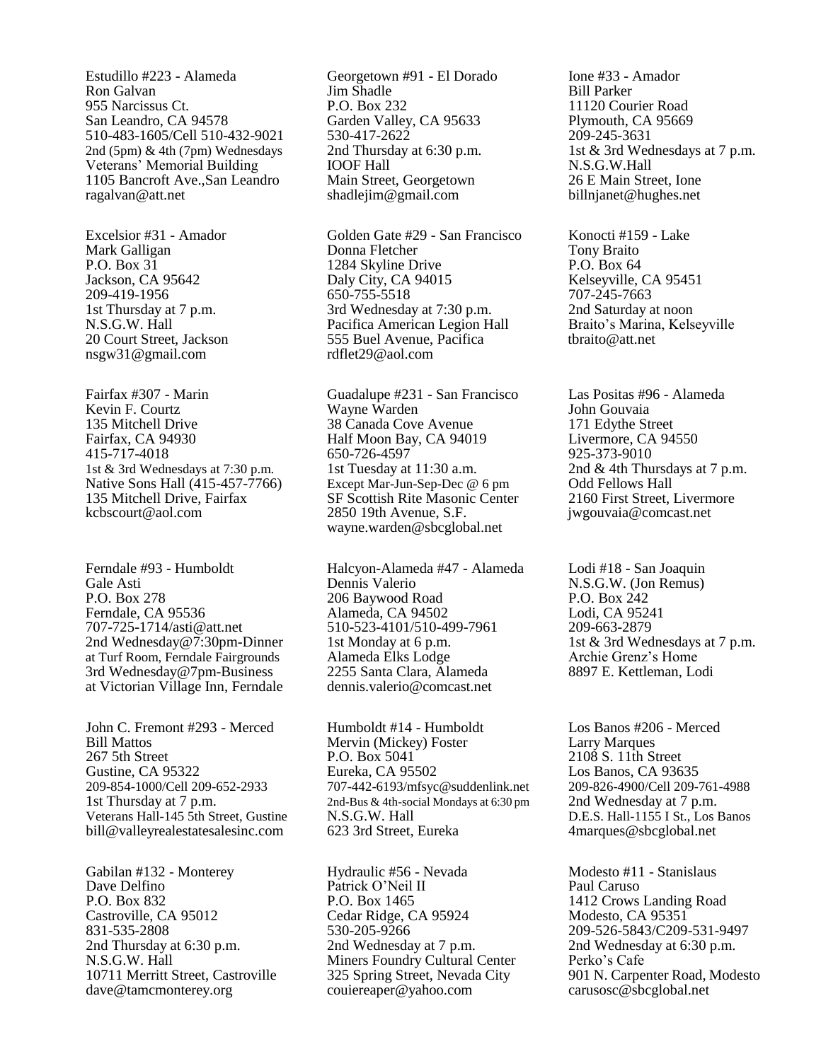Estudillo #223 - Alameda
Ron Galvan
955 Narcissus Ct.
San Leandro, CA 94578
510-483-1605/Cell 510-432-9021
2nd (5pm) & 4th (7pm) Wednesdays
Veterans' Memorial Building
1105 Bancroft Ave.,San Leandro
ragalvan@att.net

Excelsior #31 - Amador
Mark Galligan
P.O. Box 31
Jackson, CA 95642
209-419-1956
1st Thursday at 7 p.m.
N.S.G.W. Hall
20 Court Street, Jackson
nsgw31@gmail.com

Fairfax #307 - Marin
Kevin F. Courtz
135 Mitchell Drive
Fairfax, CA 94930
415-717-4018
1st & 3rd Wednesdays at 7:30 p.m.
Native Sons Hall (415-457-7766)
135 Mitchell Drive, Fairfax
kcbscourt@aol.com

Ferndale #93 - Humboldt
Gale Asti
P.O. Box 278
Ferndale, CA 95536
707-725-1714/asti@att.net
2nd Wednesday@7:30pm-Dinner
at Turf Room, Ferndale Fairgrounds
3rd Wednesday@7pm-Business
at Victorian Village Inn, Ferndale

John C. Fremont #293 - Merced
Bill Mattos
267 5th Street
Gustine, CA 95322
209-854-1000/Cell 209-652-2933
1st Thursday at 7 p.m.
Veterans Hall-145 5th Street, Gustine
bill@valleyrealestatesalesinc.com

Gabilan #132 - Monterey
Dave Delfino
P.O. Box 832
Castroville, CA 95012
831-535-2808
2nd Thursday at 6:30 p.m.
N.S.G.W. Hall
10711 Merritt Street, Castroville
dave@tamcmonterey.org

Georgetown #91 - El Dorado
Jim Shadle
P.O. Box 232
Garden Valley, CA 95633
530-417-2622
2nd Thursday at 6:30 p.m.
IOOF Hall
Main Street, Georgetown
shadlejim@gmail.com

Golden Gate #29 - San Francisco
Donna Fletcher
1284 Skyline Drive
Daly City, CA 94015
650-755-5518
3rd Wednesday at 7:30 p.m.
Pacifica American Legion Hall
555 Buel Avenue, Pacifica
rdflet29@aol.com

Guadalupe #231 - San Francisco
Wayne Warden
38 Canada Cove Avenue
Half Moon Bay, CA 94019
650-726-4597
1st Tuesday at 11:30 a.m.
Except Mar-Jun-Sep-Dec @ 6 pm
SF Scottish Rite Masonic Center
2850 19th Avenue, S.F.
wayne.warden@sbcglobal.net

Halcyon-Alameda #47 - Alameda
Dennis Valerio
206 Baywood Road
Alameda, CA 94502
510-523-4101/510-499-7961
1st Monday at 6 p.m.
Alameda Elks Lodge
2255 Santa Clara, Alameda
dennis.valerio@comcast.net

Humboldt #14 - Humboldt
Mervin (Mickey) Foster
P.O. Box 5041
Eureka, CA 95502
707-442-6193/mfsyc@suddenlink.net
2nd-Bus & 4th-social Mondays at 6:30 pm
N.S.G.W. Hall
623 3rd Street, Eureka

Hydraulic #56 - Nevada
Patrick O'Neil II
P.O. Box 1465
Cedar Ridge, CA 95924
530-205-9266
2nd Wednesday at 7 p.m.
Miners Foundry Cultural Center
325 Spring Street, Nevada City
couiereaper@yahoo.com

Ione #33 - Amador
Bill Parker
11120 Courier Road
Plymouth, CA 95669
209-245-3631
1st & 3rd Wednesdays at 7 p.m.
N.S.G.W.Hall
26 E Main Street, Ione
billnjanet@hughes.net

Konocti #159 - Lake
Tony Braito
P.O. Box 64
Kelseyville, CA 95451
707-245-7663
2nd Saturday at noon
Braito's Marina, Kelseyville
tbraito@att.net

Las Positas #96 - Alameda
John Gouvaia
171 Edythe Street
Livermore, CA 94550
925-373-9010
2nd & 4th Thursdays at 7 p.m.
Odd Fellows Hall
2160 First Street, Livermore
jwgouvaia@comcast.net

Lodi #18 - San Joaquin
N.S.G.W. (Jon Remus)
P.O. Box 242
Lodi, CA 95241
209-663-2879
1st & 3rd Wednesdays at 7 p.m.
Archie Grenz's Home
8897 E. Kettleman, Lodi

Los Banos #206 - Merced
Larry Marques
2108 S. 11th Street
Los Banos, CA 93635
209-826-4900/Cell 209-761-4988
2nd Wednesday at 7 p.m.
D.E.S. Hall-1155 I St., Los Banos
4marques@sbcglobal.net

Modesto #11 - Stanislaus
Paul Caruso
1412 Crows Landing Road
Modesto, CA 95351
209-526-5843/C209-531-9497
2nd Wednesday at 6:30 p.m.
Perko's Cafe
901 N. Carpenter Road, Modesto
carusosc@sbcglobal.net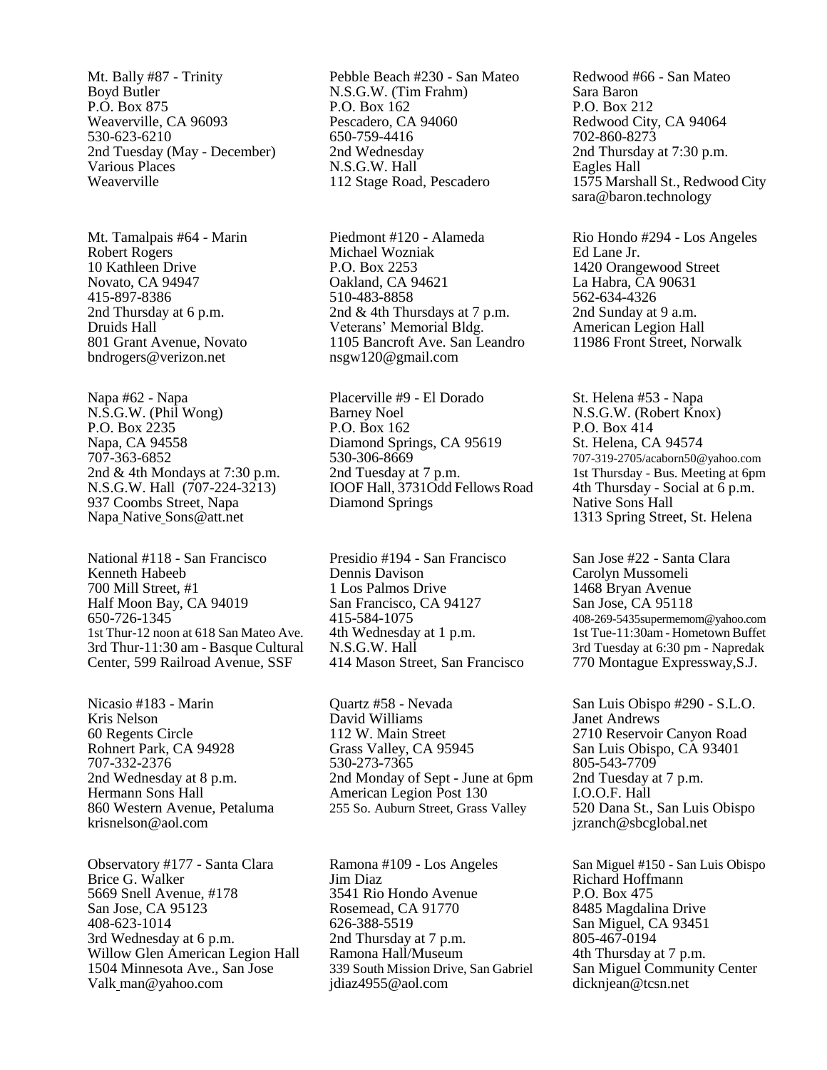Mt. Bally #87 - Trinity
Boyd Butler
P.O. Box 875
Weaverville, CA 96093
530-623-6210
2nd Tuesday (May - December)
Various Places
Weaverville

Mt. Tamalpais #64 - Marin
Robert Rogers
10 Kathleen Drive
Novato, CA 94947
415-897-8386
2nd Thursday at 6 p.m.
Druids Hall
801 Grant Avenue, Novato
bndrogers@verizon.net

Napa #62 - Napa
N.S.G.W. (Phil Wong)
P.O. Box 2235
Napa, CA 94558
707-363-6852
2nd & 4th Mondays at 7:30 p.m.
N.S.G.W. Hall (707-224-3213)
937 Coombs Street, Napa
Napa Native Sons@att.net

National #118 - San Francisco
Kenneth Habeeb
700 Mill Street, #1
Half Moon Bay, CA 94019
650-726-1345
1st Thur-12 noon at 618 San Mateo Ave.
3rd Thur-11:30 am - Basque Cultural Center, 599 Railroad Avenue, SSF

Nicasio #183 - Marin
Kris Nelson
60 Regents Circle
Rohnert Park, CA 94928
707-332-2376
2nd Wednesday at 8 p.m.
Hermann Sons Hall
860 Western Avenue, Petaluma
krisnelson@aol.com

Observatory #177 - Santa Clara
Brice G. Walker
5669 Snell Avenue, #178
San Jose, CA 95123
408-623-1014
3rd Wednesday at 6 p.m.
Willow Glen American Legion Hall
1504 Minnesota Ave., San Jose
Valk man@yahoo.com

Pebble Beach #230 - San Mateo
N.S.G.W. (Tim Frahm)
P.O. Box 162
Pescadero, CA 94060
650-759-4416
2nd Wednesday
N.S.G.W. Hall
112 Stage Road, Pescadero

Piedmont #120 - Alameda
Michael Wozniak
P.O. Box 2253
Oakland, CA 94621
510-483-8858
2nd & 4th Thursdays at 7 p.m.
Veterans' Memorial Bldg.
1105 Bancroft Ave. San Leandro
nsgw120@gmail.com

Placerville #9 - El Dorado
Barney Noel
P.O. Box 162
Diamond Springs, CA 95619
530-306-8669
2nd Tuesday at 7 p.m.
IOOF Hall, 3731Odd Fellows Road
Diamond Springs

Presidio #194 - San Francisco
Dennis Davison
1 Los Palmos Drive
San Francisco, CA 94127
415-584-1075
4th Wednesday at 1 p.m.
N.S.G.W. Hall
414 Mason Street, San Francisco

Quartz #58 - Nevada
David Williams
112 W. Main Street
Grass Valley, CA 95945
530-273-7365
2nd Monday of Sept - June at 6pm
American Legion Post 130
255 So. Auburn Street, Grass Valley

Ramona #109 - Los Angeles
Jim Diaz
3541 Rio Hondo Avenue
Rosemead, CA 91770
626-388-5519
2nd Thursday at 7 p.m.
Ramona Hall/Museum
339 South Mission Drive, San Gabriel
jdiaz4955@aol.com

Redwood #66 - San Mateo
Sara Baron
P.O. Box 212
Redwood City, CA 94064
702-860-8273
2nd Thursday at 7:30 p.m.
Eagles Hall
1575 Marshall St., Redwood City
sara@baron.technology

Rio Hondo #294 - Los Angeles
Ed Lane Jr.
1420 Orangewood Street
La Habra, CA 90631
562-634-4326
2nd Sunday at 9 a.m.
American Legion Hall
11986 Front Street, Norwalk

St. Helena #53 - Napa
N.S.G.W. (Robert Knox)
P.O. Box 414
St. Helena, CA 94574
707-319-2705/acaborn50@yahoo.com
1st Thursday - Bus. Meeting at 6pm
4th Thursday - Social at 6 p.m.
Native Sons Hall
1313 Spring Street, St. Helena

San Jose #22 - Santa Clara
Carolyn Mussomeli
1468 Bryan Avenue
San Jose, CA 95118
408-269-5435supermemom@yahoo.com
1st Tue-11:30am - Hometown Buffet
3rd Tuesday at 6:30 pm - Napredak
770 Montague Expressway,S.J.

San Luis Obispo #290 - S.L.O.
Janet Andrews
2710 Reservoir Canyon Road
San Luis Obispo, CA 93401
805-543-7709
2nd Tuesday at 7 p.m.
I.O.O.F. Hall
520 Dana St., San Luis Obispo
jzranch@sbcglobal.net

San Miguel #150 - San Luis Obispo
Richard Hoffmann
P.O. Box 475
8485 Magdalina Drive
San Miguel, CA 93451
805-467-0194
4th Thursday at 7 p.m.
San Miguel Community Center
dicknjean@tcsn.net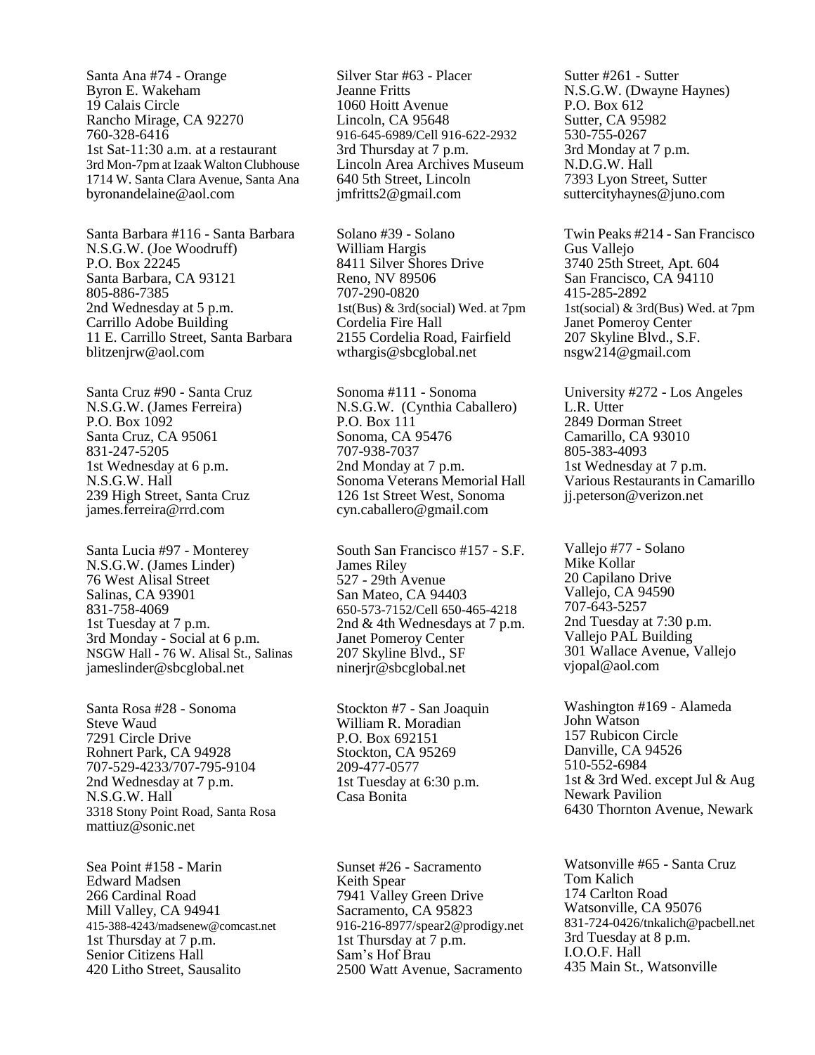Santa Ana #74 - Orange
Byron E. Wakeham
19 Calais Circle
Rancho Mirage, CA 92270
760-328-6416
1st Sat-11:30 a.m. at a restaurant
3rd Mon-7pm at Izaak Walton Clubhouse
1714 W. Santa Clara Avenue, Santa Ana
byronandelaine@aol.com

Santa Barbara #116 - Santa Barbara
N.S.G.W. (Joe Woodruff)
P.O. Box 22245
Santa Barbara, CA 93121
805-886-7385
2nd Wednesday at 5 p.m.
Carrillo Adobe Building
11 E. Carrillo Street, Santa Barbara
blitzenjrw@aol.com

Santa Cruz #90 - Santa Cruz
N.S.G.W. (James Ferreira)
P.O. Box 1092
Santa Cruz, CA 95061
831-247-5205
1st Wednesday at 6 p.m.
N.S.G.W. Hall
239 High Street, Santa Cruz
james.ferreira@rrd.com

Santa Lucia #97 - Monterey
N.S.G.W. (James Linder)
76 West Alisal Street
Salinas, CA 93901
831-758-4069
1st Tuesday at 7 p.m.
3rd Monday - Social at 6 p.m.
NSGW Hall - 76 W. Alisal St., Salinas
jameslinder@sbcglobal.net

Santa Rosa #28 - Sonoma
Steve Waud
7291 Circle Drive
Rohnert Park, CA 94928
707-529-4233/707-795-9104
2nd Wednesday at 7 p.m.
N.S.G.W. Hall
3318 Stony Point Road, Santa Rosa
mattiuz@sonic.net

Sea Point #158 - Marin
Edward Madsen
266 Cardinal Road
Mill Valley, CA 94941
415-388-4243/madsenew@comcast.net
1st Thursday at 7 p.m.
Senior Citizens Hall
420 Litho Street, Sausalito

Silver Star #63 - Placer
Jeanne Fritts
1060 Hoitt Avenue
Lincoln, CA 95648
916-645-6989/Cell 916-622-2932
3rd Thursday at 7 p.m.
Lincoln Area Archives Museum
640 5th Street, Lincoln
jmfritts2@gmail.com

Solano #39 - Solano
William Hargis
8411 Silver Shores Drive
Reno, NV 89506
707-290-0820
1st(Bus) & 3rd(social) Wed. at 7pm
Cordelia Fire Hall
2155 Cordelia Road, Fairfield
wthargis@sbcglobal.net

Sonoma #111 - Sonoma
N.S.G.W. (Cynthia Caballero)
P.O. Box 111
Sonoma, CA 95476
707-938-7037
2nd Monday at 7 p.m.
Sonoma Veterans Memorial Hall
126 1st Street West, Sonoma
cyn.caballero@gmail.com

South San Francisco #157 - S.F.
James Riley
527 - 29th Avenue
San Mateo, CA 94403
650-573-7152/Cell 650-465-4218
2nd & 4th Wednesdays at 7 p.m.
Janet Pomeroy Center
207 Skyline Blvd., SF
ninerjr@sbcglobal.net

Stockton #7 - San Joaquin
William R. Moradian
P.O. Box 692151
Stockton, CA 95269
209-477-0577
1st Tuesday at 6:30 p.m.
Casa Bonita

Sunset #26 - Sacramento
Keith Spear
7941 Valley Green Drive
Sacramento, CA 95823
916-216-8977/spear2@prodigy.net
1st Thursday at 7 p.m.
Sam's Hof Brau
2500 Watt Avenue, Sacramento

Sutter #261 - Sutter
N.S.G.W. (Dwayne Haynes)
P.O. Box 612
Sutter, CA 95982
530-755-0267
3rd Monday at 7 p.m.
N.D.G.W. Hall
7393 Lyon Street, Sutter
suttercityhaynes@juno.com

Twin Peaks #214 - San Francisco
Gus Vallejo
3740 25th Street, Apt. 604
San Francisco, CA 94110
415-285-2892
1st(social) & 3rd(Bus) Wed. at 7pm
Janet Pomeroy Center
207 Skyline Blvd., S.F.
nsgw214@gmail.com

University #272 - Los Angeles
L.R. Utter
2849 Dorman Street
Camarillo, CA 93010
805-383-4093
1st Wednesday at 7 p.m.
Various Restaurants in Camarillo
jj.peterson@verizon.net

Vallejo #77 - Solano
Mike Kollar
20 Capilano Drive
Vallejo, CA 94590
707-643-5257
2nd Tuesday at 7:30 p.m.
Vallejo PAL Building
301 Wallace Avenue, Vallejo
vjopal@aol.com

Washington #169 - Alameda
John Watson
157 Rubicon Circle
Danville, CA 94526
510-552-6984
1st & 3rd Wed. except Jul & Aug
Newark Pavilion
6430 Thornton Avenue, Newark

Watsonville #65 - Santa Cruz
Tom Kalich
174 Carlton Road
Watsonville, CA 95076
831-724-0426/tnkalich@pacbell.net
3rd Tuesday at 8 p.m.
I.O.O.F. Hall
435 Main St., Watsonville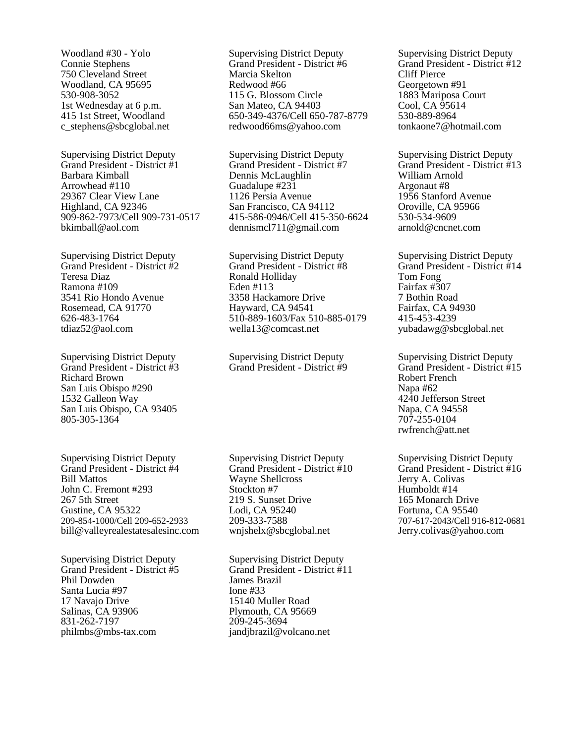Woodland #30 - Yolo
Connie Stephens
750 Cleveland Street
Woodland, CA 95695
530-908-3052
1st Wednesday at 6 p.m.
415 1st Street, Woodland
c_stephens@sbcglobal.net

Supervising District Deputy
Grand President - District #1
Barbara Kimball
Arrowhead #110
29367 Clear View Lane
Highland, CA 92346
909-862-7973/Cell 909-731-0517
bkimball@aol.com

Supervising District Deputy
Grand President - District #2
Teresa Diaz
Ramona #109
3541 Rio Hondo Avenue
Rosemead, CA 91770
626-483-1764
tdiaz52@aol.com

Supervising District Deputy
Grand President - District #3
Richard Brown
San Luis Obispo #290
1532 Galleon Way
San Luis Obispo, CA 93405
805-305-1364

Supervising District Deputy
Grand President - District #4
Bill Mattos
John C. Fremont #293
267 5th Street
Gustine, CA 95322
209-854-1000/Cell 209-652-2933
bill@valleyrealestatesalesinc.com

Supervising District Deputy
Grand President - District #5
Phil Dowden
Santa Lucia #97
17 Navajo Drive
Salinas, CA 93906
831-262-7197
philmbs@mbs-tax.com

Supervising District Deputy
Grand President - District #6
Marcia Skelton
Redwood #66
115 G. Blossom Circle
San Mateo, CA 94403
650-349-4376/Cell 650-787-8779
redwood66ms@yahoo.com

Supervising District Deputy
Grand President - District #7
Dennis McLaughlin
Guadalupe #231
1126 Persia Avenue
San Francisco, CA 94112
415-586-0946/Cell 415-350-6624
dennismcl711@gmail.com

Supervising District Deputy
Grand President - District #8
Ronald Holliday
Eden #113
3358 Hackamore Drive
Hayward, CA 94541
510-889-1603/Fax 510-885-0179
wella13@comcast.net

Supervising District Deputy
Grand President - District #9

Supervising District Deputy
Grand President - District #10
Wayne Shellcross
Stockton #7
219 S. Sunset Drive
Lodi, CA 95240
209-333-7588
wnjshelx@sbcglobal.net

Supervising District Deputy
Grand President - District #11
James Brazil
Ione #33
15140 Muller Road
Plymouth, CA 95669
209-245-3694
jandjbrazil@volcano.net

Supervising District Deputy
Grand President - District #12
Cliff Pierce
Georgetown #91
1883 Mariposa Court
Cool, CA 95614
530-889-8964
tonkaone7@hotmail.com

Supervising District Deputy
Grand President - District #13
William Arnold
Argonaut #8
1956 Stanford Avenue
Oroville, CA 95966
530-534-9609
arnold@cncnet.com

Supervising District Deputy
Grand President - District #14
Tom Fong
Fairfax #307
7 Bothin Road
Fairfax, CA 94930
415-453-4239
yubadawg@sbcglobal.net

Supervising District Deputy
Grand President - District #15
Robert French
Napa #62
4240 Jefferson Street
Napa, CA 94558
707-255-0104
rwfrench@att.net

Supervising District Deputy
Grand President - District #16
Jerry A. Colivas
Humboldt #14
165 Monarch Drive
Fortuna, CA 95540
707-617-2043/Cell 916-812-0681
Jerry.colivas@yahoo.com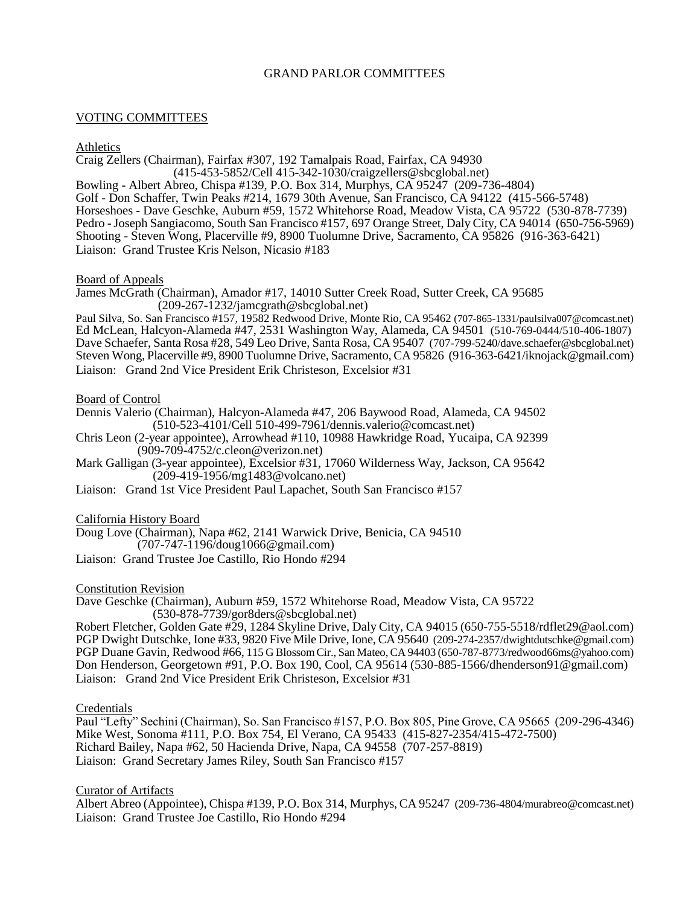# GRAND PARLOR COMMITTEES

## VOTING COMMITTEES

### Athletics

Craig Zellers (Chairman), Fairfax #307, 192 Tamalpais Road, Fairfax, CA 94930
(415-453-5852/Cell 415-342-1030/craigzellers@sbcglobal.net)
Bowling - Albert Abreo, Chispa #139, P.O. Box 314, Murphys, CA 95247 (209-736-4804)
Golf - Don Schaffer, Twin Peaks #214, 1679 30th Avenue, San Francisco, CA 94122 (415-566-5748)
Horseshoes - Dave Geschke, Auburn #59, 1572 Whitehorse Road, Meadow Vista, CA 95722 (530-878-7739)
Pedro - Joseph Sangiacomo, South San Francisco #157, 697 Orange Street, Daly City, CA 94014 (650-756-5969)
Shooting - Steven Wong, Placerville #9, 8900 Tuolumne Drive, Sacramento, CA 95826 (916-363-6421)
Liaison: Grand Trustee Kris Nelson, Nicasio #183

### Board of Appeals

James McGrath (Chairman), Amador #17, 14010 Sutter Creek Road, Sutter Creek, CA 95685
(209-267-1232/jamcgrath@sbcglobal.net)
Paul Silva, So. San Francisco #157, 19582 Redwood Drive, Monte Rio, CA 95462 (707-865-1331/paulsilva007@comcast.net)
Ed McLean, Halcyon-Alameda #47, 2531 Washington Way, Alameda, CA 94501 (510-769-0444/510-406-1807)
Dave Schaefer, Santa Rosa #28, 549 Leo Drive, Santa Rosa, CA 95407 (707-799-5240/dave.schaefer@sbcglobal.net)
Steven Wong, Placerville #9, 8900 Tuolumne Drive, Sacramento, CA 95826 (916-363-6421/iknojack@gmail.com)
Liaison: Grand 2nd Vice President Erik Christeson, Excelsior #31

### Board of Control

Dennis Valerio (Chairman), Halcyon-Alameda #47, 206 Baywood Road, Alameda, CA 94502
(510-523-4101/Cell 510-499-7961/dennis.valerio@comcast.net)
Chris Leon (2-year appointee), Arrowhead #110, 10988 Hawkridge Road, Yucaipa, CA 92399
(909-709-4752/c.cleon@verizon.net)
Mark Galligan (3-year appointee), Excelsior #31, 17060 Wilderness Way, Jackson, CA 95642
(209-419-1956/mg1483@volcano.net)
Liaison: Grand 1st Vice President Paul Lapachet, South San Francisco #157

### California History Board

Doug Love (Chairman), Napa #62, 2141 Warwick Drive, Benicia, CA 94510
(707-747-1196/doug1066@gmail.com)
Liaison: Grand Trustee Joe Castillo, Rio Hondo #294

### Constitution Revision

Dave Geschke (Chairman), Auburn #59, 1572 Whitehorse Road, Meadow Vista, CA 95722
(530-878-7739/gor8ders@sbcglobal.net)
Robert Fletcher, Golden Gate #29, 1284 Skyline Drive, Daly City, CA 94015 (650-755-5518/rdflet29@aol.com)
PGP Dwight Dutschke, Ione #33, 9820 Five Mile Drive, Ione, CA 95640 (209-274-2357/dwightdutschke@gmail.com)
PGP Duane Gavin, Redwood #66, 115 G Blossom Cir., San Mateo, CA 94403 (650-787-8773/redwood66ms@yahoo.com)
Don Henderson, Georgetown #91, P.O. Box 190, Cool, CA 95614 (530-885-1566/dhenderson91@gmail.com)
Liaison: Grand 2nd Vice President Erik Christeson, Excelsior #31

### Credentials

Paul "Lefty" Sechini (Chairman), So. San Francisco #157, P.O. Box 805, Pine Grove, CA 95665 (209-296-4346)
Mike West, Sonoma #111, P.O. Box 754, El Verano, CA 95433 (415-827-2354/415-472-7500)
Richard Bailey, Napa #62, 50 Hacienda Drive, Napa, CA 94558 (707-257-8819)
Liaison: Grand Secretary James Riley, South San Francisco #157

### Curator of Artifacts

Albert Abreo (Appointee), Chispa #139, P.O. Box 314, Murphys, CA 95247 (209-736-4804/murabreo@comcast.net)
Liaison: Grand Trustee Joe Castillo, Rio Hondo #294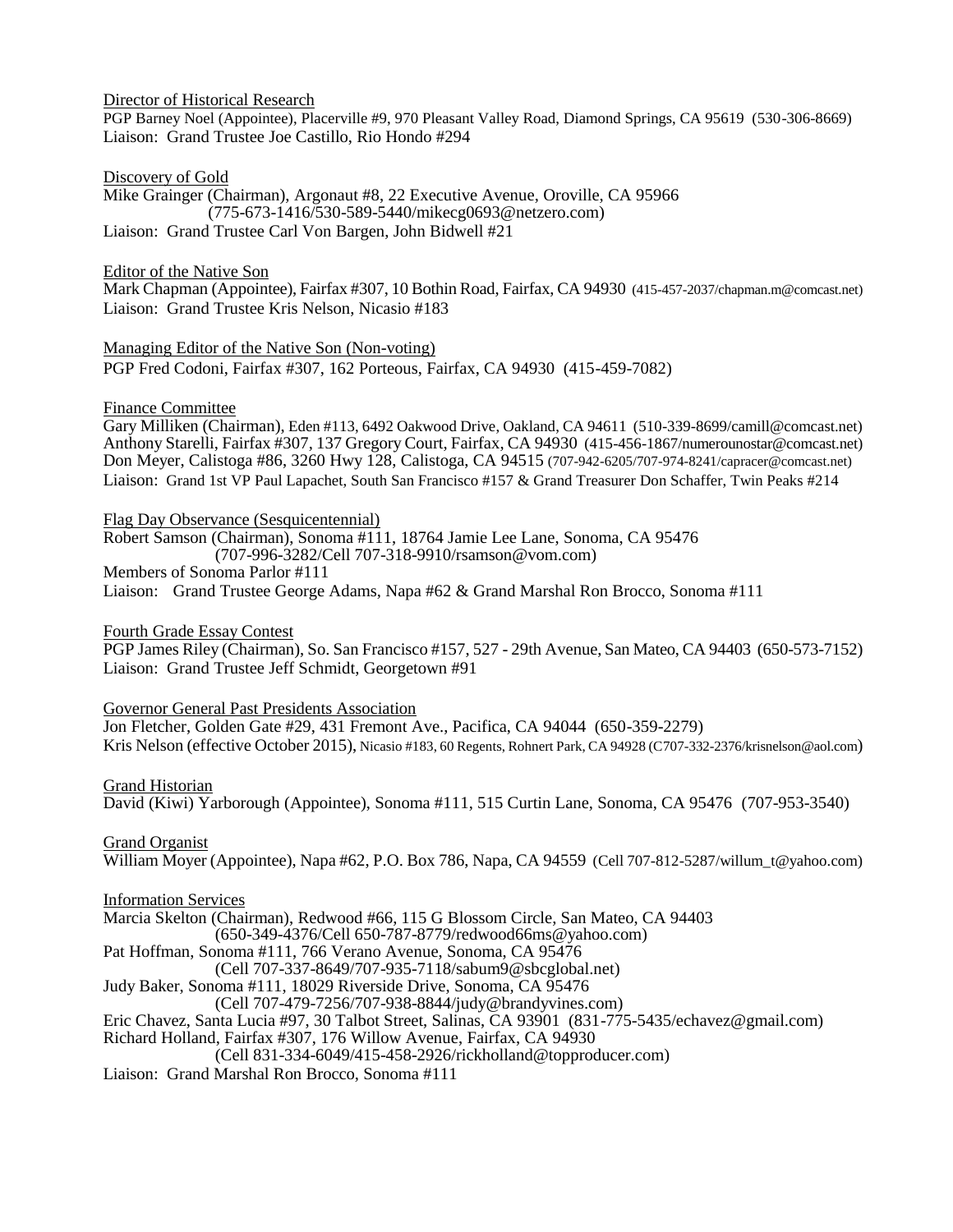Director of Historical Research

PGP Barney Noel (Appointee), Placerville #9, 970 Pleasant Valley Road, Diamond Springs, CA 95619 (530-306-8669)
Liaison: Grand Trustee Joe Castillo, Rio Hondo #294

Discovery of Gold

Mike Grainger (Chairman), Argonaut #8, 22 Executive Avenue, Oroville, CA 95966
(775-673-1416/530-589-5440/mikecg0693@netzero.com)
Liaison: Grand Trustee Carl Von Bargen, John Bidwell #21

Editor of the Native Son

Mark Chapman (Appointee), Fairfax #307, 10 Bothin Road, Fairfax, CA 94930 (415-457-2037/chapman.m@comcast.net)
Liaison: Grand Trustee Kris Nelson, Nicasio #183

Managing Editor of the Native Son (Non-voting)

PGP Fred Codoni, Fairfax #307, 162 Porteous, Fairfax, CA 94930 (415-459-7082)

Finance Committee

Gary Milliken (Chairman), Eden #113, 6492 Oakwood Drive, Oakland, CA 94611 (510-339-8699/camill@comcast.net)
Anthony Starelli, Fairfax #307, 137 Gregory Court, Fairfax, CA 94930 (415-456-1867/numerounostar@comcast.net)
Don Meyer, Calistoga #86, 3260 Hwy 128, Calistoga, CA 94515 (707-942-6205/707-974-8241/capracer@comcast.net)
Liaison: Grand 1st VP Paul Lapachet, South San Francisco #157 & Grand Treasurer Don Schaffer, Twin Peaks #214

Flag Day Observance (Sesquicentennial)

Robert Samson (Chairman), Sonoma #111, 18764 Jamie Lee Lane, Sonoma, CA 95476
(707-996-3282/Cell 707-318-9910/rsamson@vom.com)
Members of Sonoma Parlor #111
Liaison: Grand Trustee George Adams, Napa #62 & Grand Marshal Ron Brocco, Sonoma #111

Fourth Grade Essay Contest

PGP James Riley (Chairman), So. San Francisco #157, 527 - 29th Avenue, San Mateo, CA 94403 (650-573-7152)
Liaison: Grand Trustee Jeff Schmidt, Georgetown #91

Governor General Past Presidents Association

Jon Fletcher, Golden Gate #29, 431 Fremont Ave., Pacifica, CA 94044 (650-359-2279)
Kris Nelson (effective October 2015), Nicasio #183, 60 Regents, Rohnert Park, CA 94928 (C707-332-2376/krisnelson@aol.com)

Grand Historian

David (Kiwi) Yarborough (Appointee), Sonoma #111, 515 Curtin Lane, Sonoma, CA 95476 (707-953-3540)

Grand Organist

William Moyer (Appointee), Napa #62, P.O. Box 786, Napa, CA 94559 (Cell 707-812-5287/willum_t@yahoo.com)

Information Services

Marcia Skelton (Chairman), Redwood #66, 115 G Blossom Circle, San Mateo, CA 94403
(650-349-4376/Cell 650-787-8779/redwood66ms@yahoo.com)
Pat Hoffman, Sonoma #111, 766 Verano Avenue, Sonoma, CA 95476
(Cell 707-337-8649/707-935-7118/sabum9@sbcglobal.net)
Judy Baker, Sonoma #111, 18029 Riverside Drive, Sonoma, CA 95476
(Cell 707-479-7256/707-938-8844/judy@brandyvines.com)
Eric Chavez, Santa Lucia #97, 30 Talbot Street, Salinas, CA 93901 (831-775-5435/echavez@gmail.com)
Richard Holland, Fairfax #307, 176 Willow Avenue, Fairfax, CA 94930
(Cell 831-334-6049/415-458-2926/rickholland@topproducer.com)
Liaison: Grand Marshal Ron Brocco, Sonoma #111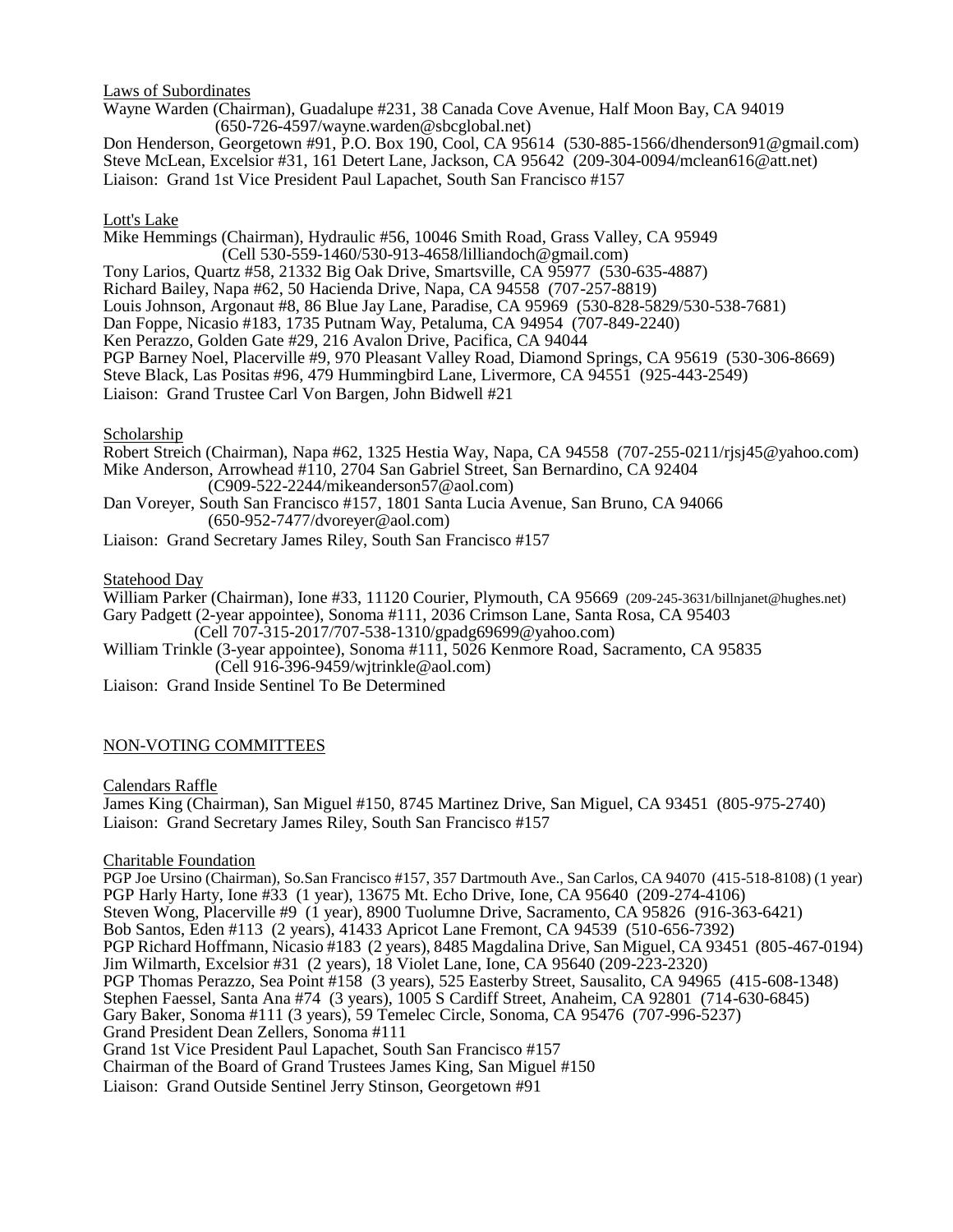Laws of Subordinates

Wayne Warden (Chairman), Guadalupe #231, 38 Canada Cove Avenue, Half Moon Bay, CA 94019
(650-726-4597/wayne.warden@sbcglobal.net)
Don Henderson, Georgetown #91, P.O. Box 190, Cool, CA 95614 (530-885-1566/dhenderson91@gmail.com)
Steve McLean, Excelsior #31, 161 Detert Lane, Jackson, CA 95642 (209-304-0094/mclean616@att.net)
Liaison: Grand 1st Vice President Paul Lapachet, South San Francisco #157

Lott's Lake

Mike Hemmings (Chairman), Hydraulic #56, 10046 Smith Road, Grass Valley, CA 95949
(Cell 530-559-1460/530-913-4658/lilliandoch@gmail.com)
Tony Larios, Quartz #58, 21332 Big Oak Drive, Smartsville, CA 95977 (530-635-4887)
Richard Bailey, Napa #62, 50 Hacienda Drive, Napa, CA 94558 (707-257-8819)
Louis Johnson, Argonaut #8, 86 Blue Jay Lane, Paradise, CA 95969 (530-828-5829/530-538-7681)
Dan Foppe, Nicasio #183, 1735 Putnam Way, Petaluma, CA 94954 (707-849-2240)
Ken Perazzo, Golden Gate #29, 216 Avalon Drive, Pacifica, CA 94044
PGP Barney Noel, Placerville #9, 970 Pleasant Valley Road, Diamond Springs, CA 95619 (530-306-8669)
Steve Black, Las Positas #96, 479 Hummingbird Lane, Livermore, CA 94551 (925-443-2549)
Liaison: Grand Trustee Carl Von Bargen, John Bidwell #21

Scholarship

Robert Streich (Chairman), Napa #62, 1325 Hestia Way, Napa, CA 94558 (707-255-0211/rjsj45@yahoo.com)
Mike Anderson, Arrowhead #110, 2704 San Gabriel Street, San Bernardino, CA 92404
(C909-522-2244/mikeanderson57@aol.com)
Dan Voreyer, South San Francisco #157, 1801 Santa Lucia Avenue, San Bruno, CA 94066
(650-952-7477/dvoreyer@aol.com)
Liaison: Grand Secretary James Riley, South San Francisco #157

Statehood Day

William Parker (Chairman), Ione #33, 11120 Courier, Plymouth, CA 95669 (209-245-3631/billnjanet@hughes.net)
Gary Padgett (2-year appointee), Sonoma #111, 2036 Crimson Lane, Santa Rosa, CA 95403
(Cell 707-315-2017/707-538-1310/gpadg69699@yahoo.com)
William Trinkle (3-year appointee), Sonoma #111, 5026 Kenmore Road, Sacramento, CA 95835
(Cell 916-396-9459/wjtrinkle@aol.com)
Liaison: Grand Inside Sentinel To Be Determined

NON-VOTING COMMITTEES

Calendars Raffle

James King (Chairman), San Miguel #150, 8745 Martinez Drive, San Miguel, CA 93451 (805-975-2740)
Liaison: Grand Secretary James Riley, South San Francisco #157

Charitable Foundation

PGP Joe Ursino (Chairman), So.San Francisco #157, 357 Dartmouth Ave., San Carlos, CA 94070 (415-518-8108) (1 year)
PGP Harly Harty, Ione #33 (1 year), 13675 Mt. Echo Drive, Ione, CA 95640 (209-274-4106)
Steven Wong, Placerville #9 (1 year), 8900 Tuolumne Drive, Sacramento, CA 95826 (916-363-6421)
Bob Santos, Eden #113 (2 years), 41433 Apricot Lane Fremont, CA 94539 (510-656-7392)
PGP Richard Hoffmann, Nicasio #183 (2 years), 8485 Magdalina Drive, San Miguel, CA 93451 (805-467-0194)
Jim Wilmarth, Excelsior #31 (2 years), 18 Violet Lane, Ione, CA 95640 (209-223-2320)
PGP Thomas Perazzo, Sea Point #158 (3 years), 525 Easterby Street, Sausalito, CA 94965 (415-608-1348)
Stephen Faessel, Santa Ana #74 (3 years), 1005 S Cardiff Street, Anaheim, CA 92801 (714-630-6845)
Gary Baker, Sonoma #111 (3 years), 59 Temelec Circle, Sonoma, CA 95476 (707-996-5237)
Grand President Dean Zellers, Sonoma #111
Grand 1st Vice President Paul Lapachet, South San Francisco #157
Chairman of the Board of Grand Trustees James King, San Miguel #150
Liaison: Grand Outside Sentinel Jerry Stinson, Georgetown #91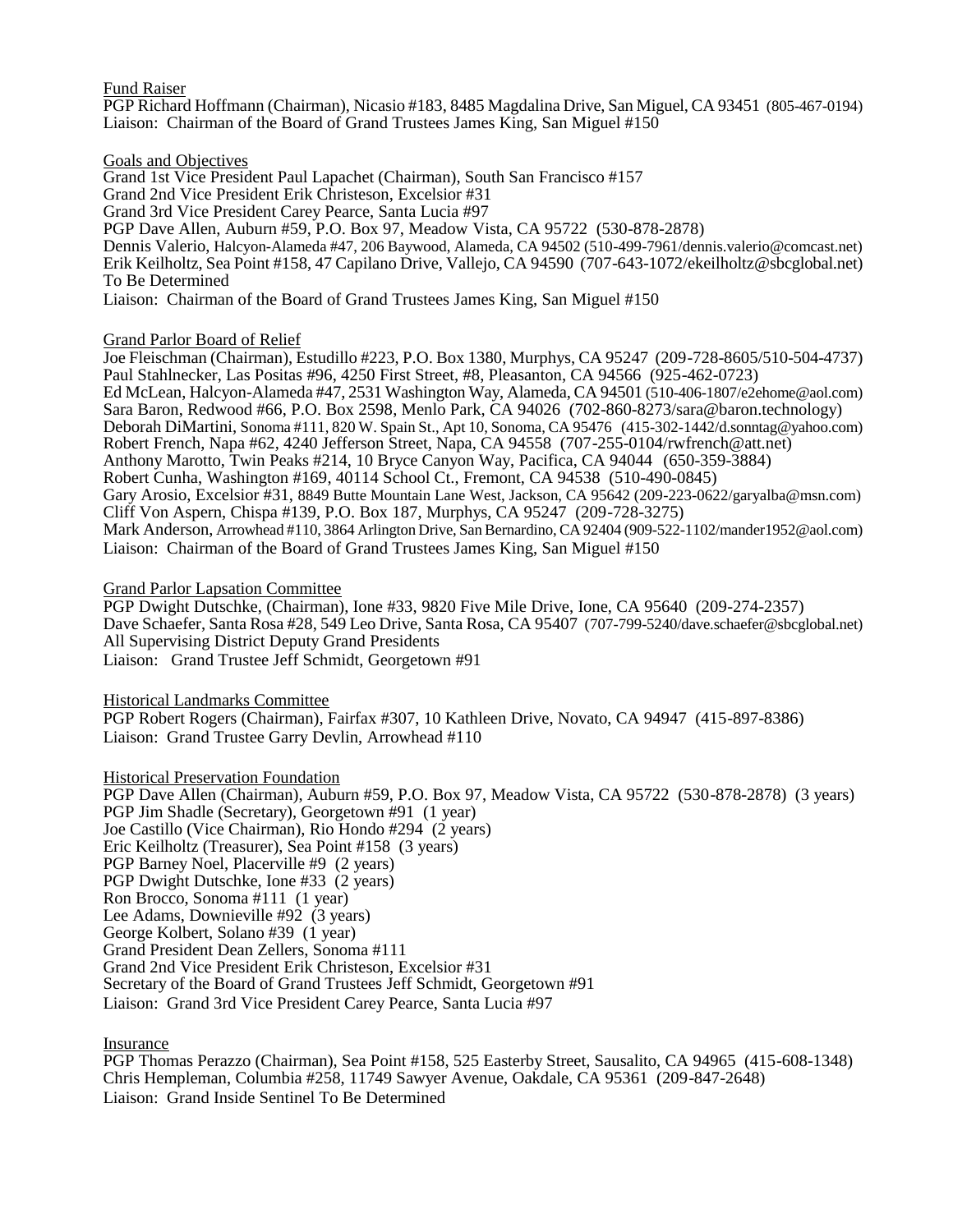Fund Raiser

PGP Richard Hoffmann (Chairman), Nicasio #183, 8485 Magdalina Drive, San Miguel, CA 93451 (805-467-0194)
Liaison: Chairman of the Board of Grand Trustees James King, San Miguel #150

Goals and Objectives

Grand 1st Vice President Paul Lapachet (Chairman), South San Francisco #157
Grand 2nd Vice President Erik Christeson, Excelsior #31
Grand 3rd Vice President Carey Pearce, Santa Lucia #97
PGP Dave Allen, Auburn #59, P.O. Box 97, Meadow Vista, CA 95722 (530-878-2878)
Dennis Valerio, Halcyon-Alameda #47, 206 Baywood, Alameda, CA 94502 (510-499-7961/dennis.valerio@comcast.net)
Erik Keilholtz, Sea Point #158, 47 Capilano Drive, Vallejo, CA 94590 (707-643-1072/ekeilholtz@sbcglobal.net)
To Be Determined
Liaison: Chairman of the Board of Grand Trustees James King, San Miguel #150

Grand Parlor Board of Relief

Joe Fleischman (Chairman), Estudillo #223, P.O. Box 1380, Murphys, CA 95247 (209-728-8605/510-504-4737)
Paul Stahlnecker, Las Positas #96, 4250 First Street, #8, Pleasanton, CA 94566 (925-462-0723)
Ed McLean, Halcyon-Alameda #47, 2531 Washington Way, Alameda, CA 94501 (510-406-1807/e2ehome@aol.com)
Sara Baron, Redwood #66, P.O. Box 2598, Menlo Park, CA 94026 (702-860-8273/sara@baron.technology)
Deborah DiMartini, Sonoma #111, 820 W. Spain St., Apt 10, Sonoma, CA 95476 (415-302-1442/d.sonntag@yahoo.com)
Robert French, Napa #62, 4240 Jefferson Street, Napa, CA 94558 (707-255-0104/rwfrench@att.net)
Anthony Marotto, Twin Peaks #214, 10 Bryce Canyon Way, Pacifica, CA 94044 (650-359-3884)
Robert Cunha, Washington #169, 40114 School Ct., Fremont, CA 94538 (510-490-0845)
Gary Arosio, Excelsior #31, 8849 Butte Mountain Lane West, Jackson, CA 95642 (209-223-0622/garyalba@msn.com)
Cliff Von Aspern, Chispa #139, P.O. Box 187, Murphys, CA 95247 (209-728-3275)
Mark Anderson, Arrowhead #110, 3864 Arlington Drive, San Bernardino, CA 92404 (909-522-1102/mander1952@aol.com)
Liaison: Chairman of the Board of Grand Trustees James King, San Miguel #150

Grand Parlor Lapsation Committee

PGP Dwight Dutschke, (Chairman), Ione #33, 9820 Five Mile Drive, Ione, CA 95640 (209-274-2357)
Dave Schaefer, Santa Rosa #28, 549 Leo Drive, Santa Rosa, CA 95407 (707-799-5240/dave.schaefer@sbcglobal.net)
All Supervising District Deputy Grand Presidents
Liaison: Grand Trustee Jeff Schmidt, Georgetown #91

Historical Landmarks Committee

PGP Robert Rogers (Chairman), Fairfax #307, 10 Kathleen Drive, Novato, CA 94947 (415-897-8386)
Liaison: Grand Trustee Garry Devlin, Arrowhead #110

Historical Preservation Foundation

PGP Dave Allen (Chairman), Auburn #59, P.O. Box 97, Meadow Vista, CA 95722 (530-878-2878) (3 years)
PGP Jim Shadle (Secretary), Georgetown #91 (1 year)
Joe Castillo (Vice Chairman), Rio Hondo #294 (2 years)
Eric Keilholtz (Treasurer), Sea Point #158 (3 years)
PGP Barney Noel, Placerville #9 (2 years)
PGP Dwight Dutschke, Ione #33 (2 years)
Ron Brocco, Sonoma #111 (1 year)
Lee Adams, Downieville #92 (3 years)
George Kolbert, Solano #39 (1 year)
Grand President Dean Zellers, Sonoma #111
Grand 2nd Vice President Erik Christeson, Excelsior #31
Secretary of the Board of Grand Trustees Jeff Schmidt, Georgetown #91
Liaison: Grand 3rd Vice President Carey Pearce, Santa Lucia #97

Insurance

PGP Thomas Perazzo (Chairman), Sea Point #158, 525 Easterby Street, Sausalito, CA 94965 (415-608-1348)
Chris Hempleman, Columbia #258, 11749 Sawyer Avenue, Oakdale, CA 95361 (209-847-2648)
Liaison: Grand Inside Sentinel To Be Determined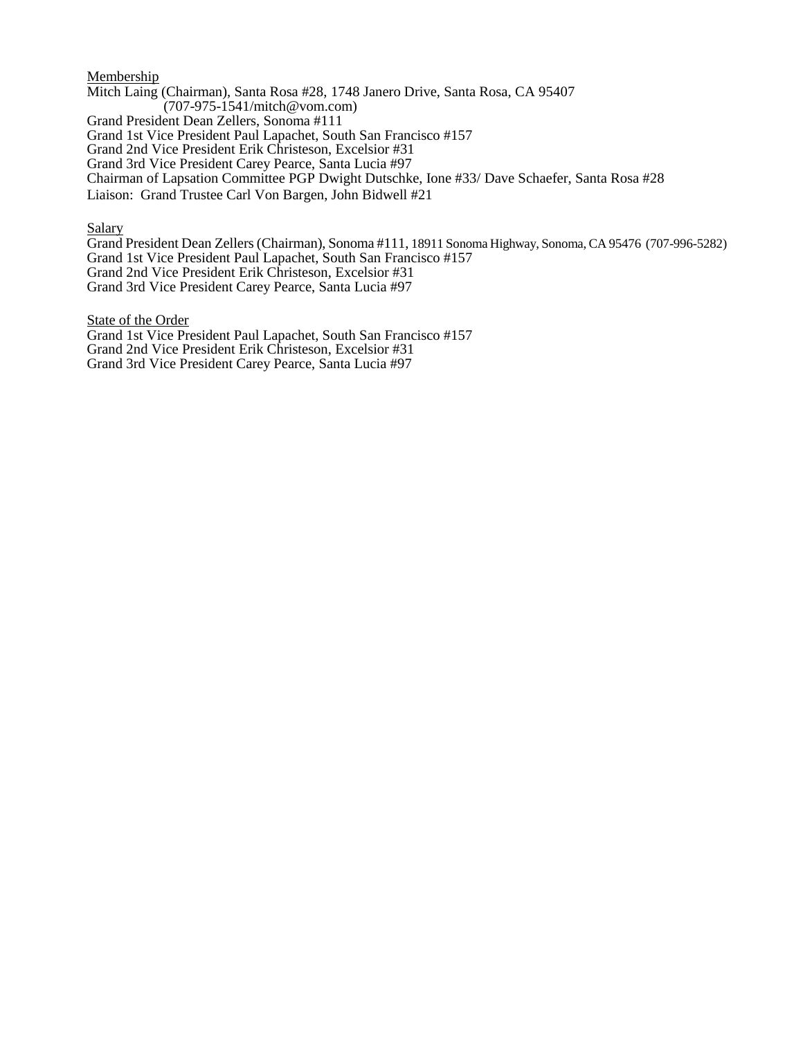<u>Membership</u>

Mitch Laing (Chairman), Santa Rosa #28, 1748 Janero Drive, Santa Rosa, CA 95407
(707-975-1541/mitch@vom.com)
Grand President Dean Zellers, Sonoma #111
Grand 1st Vice President Paul Lapachet, South San Francisco #157
Grand 2nd Vice President Erik Christeson, Excelsior #31
Grand 3rd Vice President Carey Pearce, Santa Lucia #97
Chairman of Lapsation Committee PGP Dwight Dutschke, Ione #33/ Dave Schaefer, Santa Rosa #28
Liaison: Grand Trustee Carl Von Bargen, John Bidwell #21

<u>Salary</u>

Grand President Dean Zellers (Chairman), Sonoma #111, 18911 Sonoma Highway, Sonoma, CA 95476 (707-996-5282)
Grand 1st Vice President Paul Lapachet, South San Francisco #157
Grand 2nd Vice President Erik Christeson, Excelsior #31
Grand 3rd Vice President Carey Pearce, Santa Lucia #97

<u>State of the Order</u>

Grand 1st Vice President Paul Lapachet, South San Francisco #157
Grand 2nd Vice President Erik Christeson, Excelsior #31
Grand 3rd Vice President Carey Pearce, Santa Lucia #97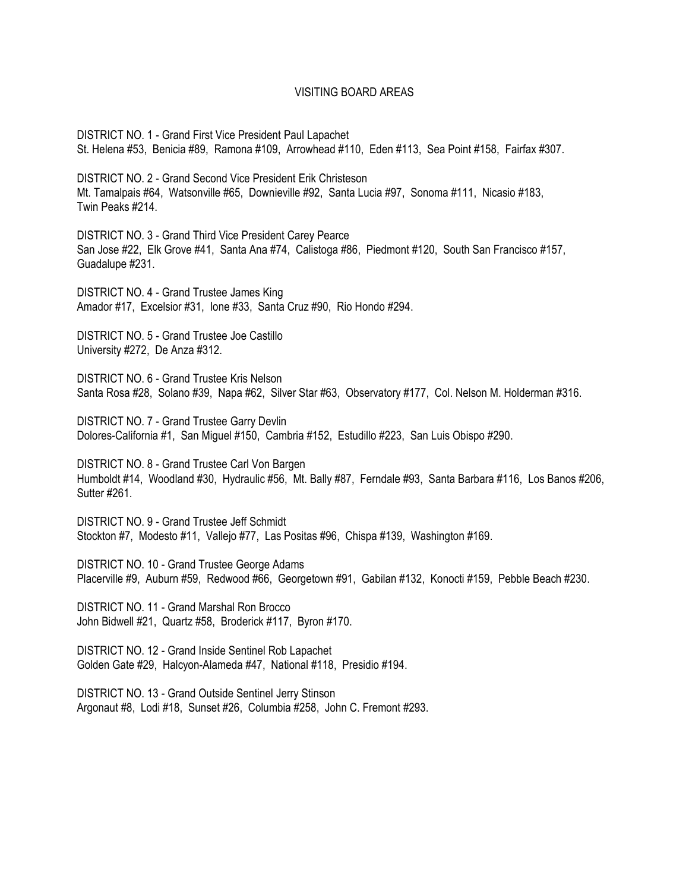# VISITING BOARD AREAS

DISTRICT NO. 1 - Grand First Vice President Paul Lapachet
St. Helena #53, Benicia #89, Ramona #109, Arrowhead #110, Eden #113, Sea Point #158, Fairfax #307.

DISTRICT NO. 2 - Grand Second Vice President Erik Christeson
Mt. Tamalpais #64, Watsonville #65, Downieville #92, Santa Lucia #97, Sonoma #111, Nicasio #183, Twin Peaks #214.

DISTRICT NO. 3 - Grand Third Vice President Carey Pearce
San Jose #22, Elk Grove #41, Santa Ana #74, Calistoga #86, Piedmont #120, South San Francisco #157, Guadalupe #231.

DISTRICT NO. 4 - Grand Trustee James King
Amador #17, Excelsior #31, Ione #33, Santa Cruz #90, Rio Hondo #294.

DISTRICT NO. 5 - Grand Trustee Joe Castillo
University #272, De Anza #312.

DISTRICT NO. 6 - Grand Trustee Kris Nelson
Santa Rosa #28, Solano #39, Napa #62, Silver Star #63, Observatory #177, Col. Nelson M. Holderman #316.

DISTRICT NO. 7 - Grand Trustee Garry Devlin
Dolores-California #1, San Miguel #150, Cambria #152, Estudillo #223, San Luis Obispo #290.

DISTRICT NO. 8 - Grand Trustee Carl Von Bargen
Humboldt #14, Woodland #30, Hydraulic #56, Mt. Bally #87, Ferndale #93, Santa Barbara #116, Los Banos #206, Sutter #261.

DISTRICT NO. 9 - Grand Trustee Jeff Schmidt
Stockton #7, Modesto #11, Vallejo #77, Las Positas #96, Chispa #139, Washington #169.

DISTRICT NO. 10 - Grand Trustee George Adams
Placerville #9, Auburn #59, Redwood #66, Georgetown #91, Gabilan #132, Konocti #159, Pebble Beach #230.

DISTRICT NO. 11 - Grand Marshal Ron Brocco
John Bidwell #21, Quartz #58, Broderick #117, Byron #170.

DISTRICT NO. 12 - Grand Inside Sentinel Rob Lapachet
Golden Gate #29, Halcyon-Alameda #47, National #118, Presidio #194.

DISTRICT NO. 13 - Grand Outside Sentinel Jerry Stinson
Argonaut #8, Lodi #18, Sunset #26, Columbia #258, John C. Fremont #293.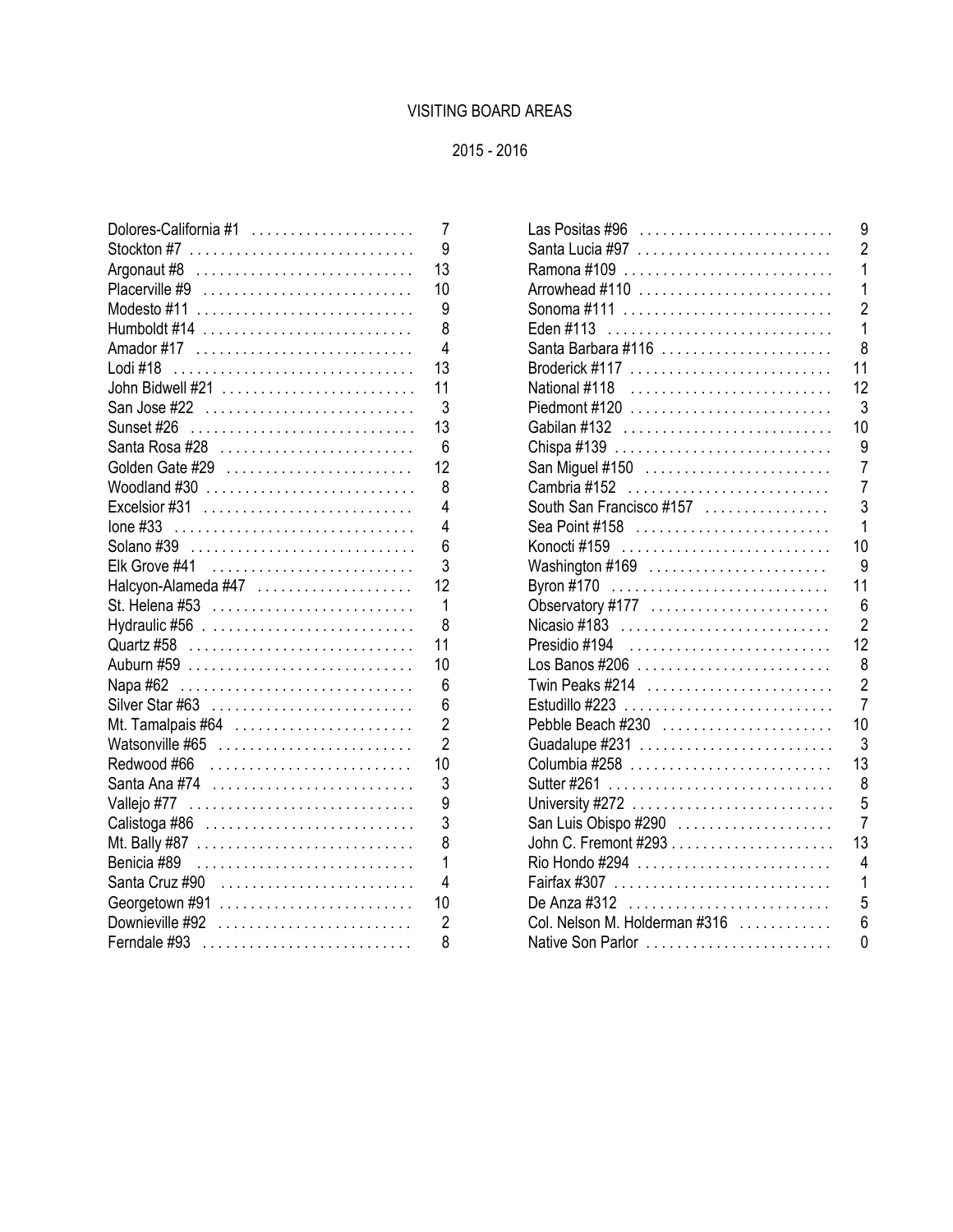# VISITING BOARD AREAS

## 2015 - 2016

| Parlor | Area |
|---|---|
| Dolores-California #1 | 7 |
| Stockton #7 | 9 |
| Argonaut #8 | 13 |
| Placerville #9 | 10 |
| Modesto #11 | 9 |
| Humboldt #14 | 8 |
| Amador #17 | 4 |
| Lodi #18 | 13 |
| John Bidwell #21 | 11 |
| San Jose #22 | 3 |
| Sunset #26 | 13 |
| Santa Rosa #28 | 6 |
| Golden Gate #29 | 12 |
| Woodland #30 | 8 |
| Excelsior #31 | 4 |
| Ione #33 | 4 |
| Solano #39 | 6 |
| Elk Grove #41 | 3 |
| Halcyon-Alameda #47 | 12 |
| St. Helena #53 | 1 |
| Hydraulic #56 | 8 |
| Quartz #58 | 11 |
| Auburn #59 | 10 |
| Napa #62 | 6 |
| Silver Star #63 | 6 |
| Mt. Tamalpais #64 | 2 |
| Watsonville #65 | 2 |
| Redwood #66 | 10 |
| Santa Ana #74 | 3 |
| Vallejo #77 | 9 |
| Calistoga #86 | 3 |
| Mt. Bally #87 | 8 |
| Benicia #89 | 1 |
| Santa Cruz #90 | 4 |
| Georgetown #91 | 10 |
| Downieville #92 | 2 |
| Ferndale #93 | 8 |
| Las Positas #96 | 9 |
| Santa Lucia #97 | 2 |
| Ramona #109 | 1 |
| Arrowhead #110 | 1 |
| Sonoma #111 | 2 |
| Eden #113 | 1 |
| Santa Barbara #116 | 8 |
| Broderick #117 | 11 |
| National #118 | 12 |
| Piedmont #120 | 3 |
| Gabilan #132 | 10 |
| Chispa #139 | 9 |
| San Miguel #150 | 7 |
| Cambria #152 | 7 |
| South San Francisco #157 | 3 |
| Sea Point #158 | 1 |
| Konocti #159 | 10 |
| Washington #169 | 9 |
| Byron #170 | 11 |
| Observatory #177 | 6 |
| Nicasio #183 | 2 |
| Presidio #194 | 12 |
| Los Banos #206 | 8 |
| Twin Peaks #214 | 2 |
| Estudillo #223 | 7 |
| Pebble Beach #230 | 10 |
| Guadalupe #231 | 3 |
| Columbia #258 | 13 |
| Sutter #261 | 8 |
| University #272 | 5 |
| San Luis Obispo #290 | 7 |
| John C. Fremont #293 | 13 |
| Rio Hondo #294 | 4 |
| Fairfax #307 | 1 |
| De Anza #312 | 5 |
| Col. Nelson M. Holderman #316 | 6 |
| Native Son Parlor | 0 |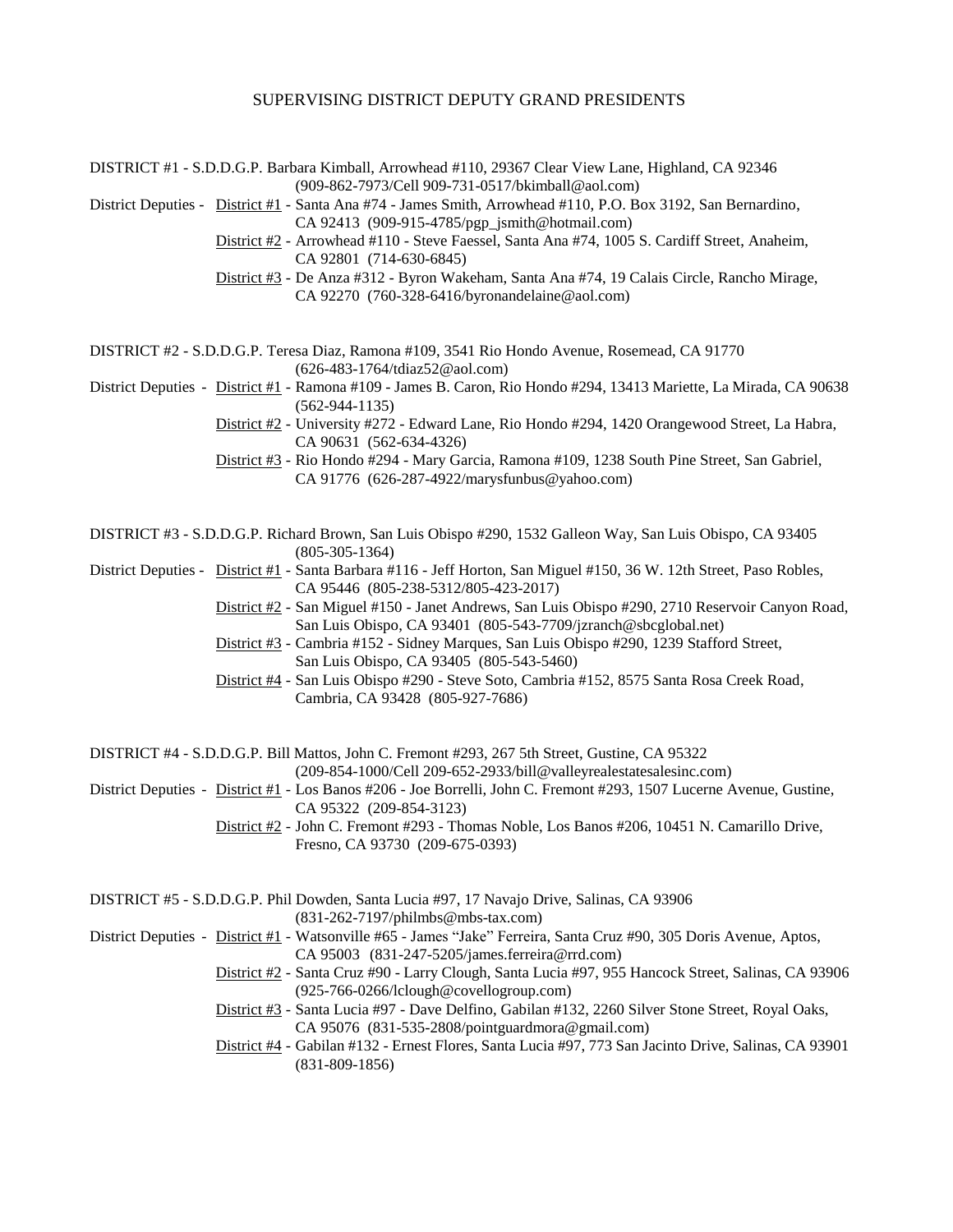# SUPERVISING DISTRICT DEPUTY GRAND PRESIDENTS

DISTRICT #1 - S.D.D.G.P. Barbara Kimball, Arrowhead #110, 29367 Clear View Lane, Highland, CA 92346 (909-862-7973/Cell 909-731-0517/bkimball@aol.com)

District Deputies -
- District #1 - Santa Ana #74 - James Smith, Arrowhead #110, P.O. Box 3192, San Bernardino, CA 92413 (909-915-4785/pgp_jsmith@hotmail.com)
- District #2 - Arrowhead #110 - Steve Faessel, Santa Ana #74, 1005 S. Cardiff Street, Anaheim, CA 92801 (714-630-6845)
- District #3 - De Anza #312 - Byron Wakeham, Santa Ana #74, 19 Calais Circle, Rancho Mirage, CA 92270 (760-328-6416/byronandelaine@aol.com)

DISTRICT #2 - S.D.D.G.P. Teresa Diaz, Ramona #109, 3541 Rio Hondo Avenue, Rosemead, CA 91770 (626-483-1764/tdiaz52@aol.com)

District Deputies -
- District #1 - Ramona #109 - James B. Caron, Rio Hondo #294, 13413 Mariette, La Mirada, CA 90638 (562-944-1135)
- District #2 - University #272 - Edward Lane, Rio Hondo #294, 1420 Orangewood Street, La Habra, CA 90631 (562-634-4326)
- District #3 - Rio Hondo #294 - Mary Garcia, Ramona #109, 1238 South Pine Street, San Gabriel, CA 91776 (626-287-4922/marysfunbus@yahoo.com)

DISTRICT #3 - S.D.D.G.P. Richard Brown, San Luis Obispo #290, 1532 Galleon Way, San Luis Obispo, CA 93405 (805-305-1364)

District Deputies -
- District #1 - Santa Barbara #116 - Jeff Horton, San Miguel #150, 36 W. 12th Street, Paso Robles, CA 95446 (805-238-5312/805-423-2017)
- District #2 - San Miguel #150 - Janet Andrews, San Luis Obispo #290, 2710 Reservoir Canyon Road, San Luis Obispo, CA 93401 (805-543-7709/jzranch@sbcglobal.net)
- District #3 - Cambria #152 - Sidney Marques, San Luis Obispo #290, 1239 Stafford Street, San Luis Obispo, CA 93405 (805-543-5460)
- District #4 - San Luis Obispo #290 - Steve Soto, Cambria #152, 8575 Santa Rosa Creek Road, Cambria, CA 93428 (805-927-7686)

DISTRICT #4 - S.D.D.G.P. Bill Mattos, John C. Fremont #293, 267 5th Street, Gustine, CA 95322 (209-854-1000/Cell 209-652-2933/bill@valleyrealestatesalesinc.com)

District Deputies -
- District #1 - Los Banos #206 - Joe Borrelli, John C. Fremont #293, 1507 Lucerne Avenue, Gustine, CA 95322 (209-854-3123)
- District #2 - John C. Fremont #293 - Thomas Noble, Los Banos #206, 10451 N. Camarillo Drive, Fresno, CA 93730 (209-675-0393)

DISTRICT #5 - S.D.D.G.P. Phil Dowden, Santa Lucia #97, 17 Navajo Drive, Salinas, CA 93906 (831-262-7197/philmbs@mbs-tax.com)

District Deputies -
- District #1 - Watsonville #65 - James "Jake" Ferreira, Santa Cruz #90, 305 Doris Avenue, Aptos, CA 95003 (831-247-5205/james.ferreira@rrd.com)
- District #2 - Santa Cruz #90 - Larry Clough, Santa Lucia #97, 955 Hancock Street, Salinas, CA 93906 (925-766-0266/lclough@covellogroup.com)
- District #3 - Santa Lucia #97 - Dave Delfino, Gabilan #132, 2260 Silver Stone Street, Royal Oaks, CA 95076 (831-535-2808/pointguardmora@gmail.com)
- District #4 - Gabilan #132 - Ernest Flores, Santa Lucia #97, 773 San Jacinto Drive, Salinas, CA 93901 (831-809-1856)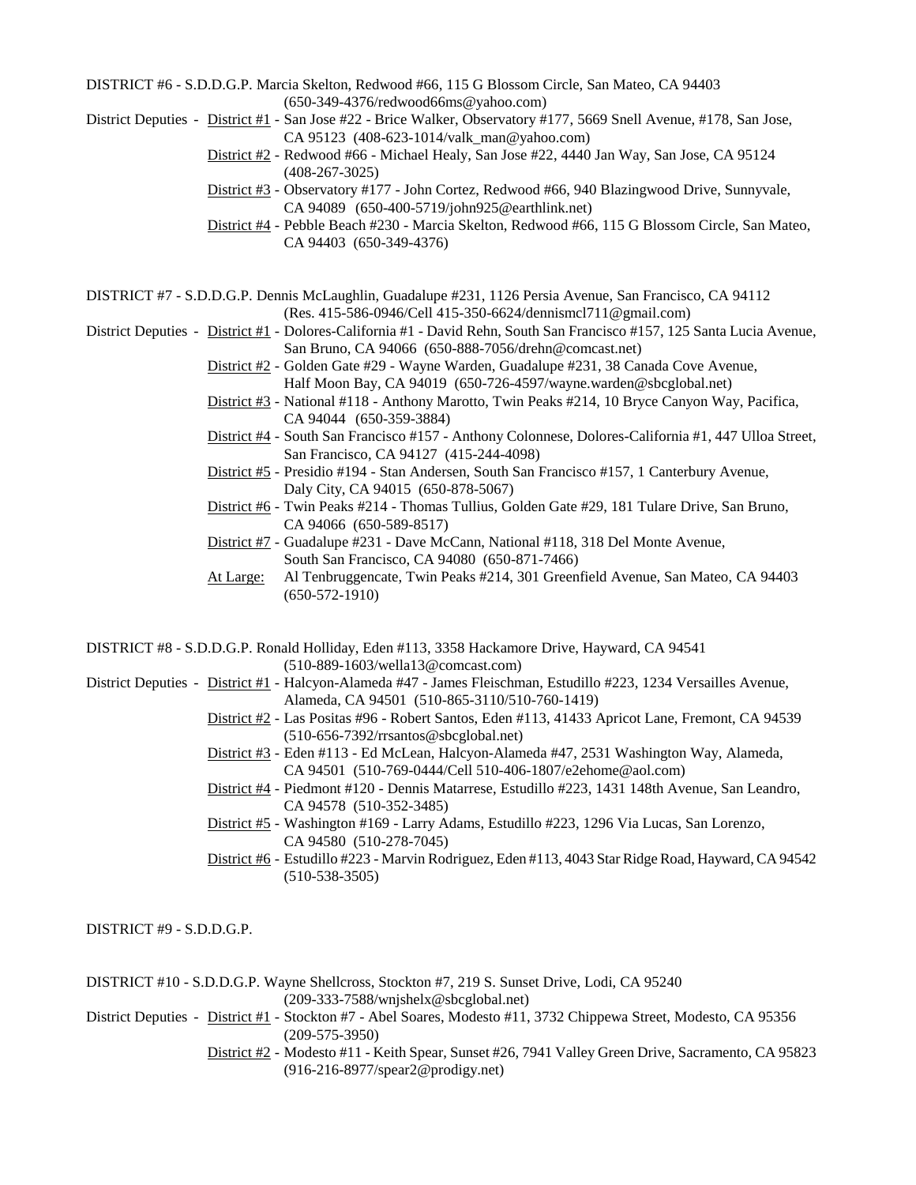DISTRICT #6 - S.D.D.G.P. Marcia Skelton, Redwood #66, 115 G Blossom Circle, San Mateo, CA 94403
(650-349-4376/redwood66ms@yahoo.com)

District Deputies -
- District #1 - San Jose #22 - Brice Walker, Observatory #177, 5669 Snell Avenue, #178, San Jose, CA 95123 (408-623-1014/valk_man@yahoo.com)
- District #2 - Redwood #66 - Michael Healy, San Jose #22, 4440 Jan Way, San Jose, CA 95124 (408-267-3025)
- District #3 - Observatory #177 - John Cortez, Redwood #66, 940 Blazingwood Drive, Sunnyvale, CA 94089 (650-400-5719/john925@earthlink.net)
- District #4 - Pebble Beach #230 - Marcia Skelton, Redwood #66, 115 G Blossom Circle, San Mateo, CA 94403 (650-349-4376)

DISTRICT #7 - S.D.D.G.P. Dennis McLaughlin, Guadalupe #231, 1126 Persia Avenue, San Francisco, CA 94112
(Res. 415-586-0946/Cell 415-350-6624/dennismcl711@gmail.com)

District Deputies -
- District #1 - Dolores-California #1 - David Rehn, South San Francisco #157, 125 Santa Lucia Avenue, San Bruno, CA 94066 (650-888-7056/drehn@comcast.net)
- District #2 - Golden Gate #29 - Wayne Warden, Guadalupe #231, 38 Canada Cove Avenue, Half Moon Bay, CA 94019 (650-726-4597/wayne.warden@sbcglobal.net)
- District #3 - National #118 - Anthony Marotto, Twin Peaks #214, 10 Bryce Canyon Way, Pacifica, CA 94044 (650-359-3884)
- District #4 - South San Francisco #157 - Anthony Colonnese, Dolores-California #1, 447 Ulloa Street, San Francisco, CA 94127 (415-244-4098)
- District #5 - Presidio #194 - Stan Andersen, South San Francisco #157, 1 Canterbury Avenue, Daly City, CA 94015 (650-878-5067)
- District #6 - Twin Peaks #214 - Thomas Tullius, Golden Gate #29, 181 Tulare Drive, San Bruno, CA 94066 (650-589-8517)
- District #7 - Guadalupe #231 - Dave McCann, National #118, 318 Del Monte Avenue, South San Francisco, CA 94080 (650-871-7466)
- At Large: Al Tenbruggencate, Twin Peaks #214, 301 Greenfield Avenue, San Mateo, CA 94403 (650-572-1910)

DISTRICT #8 - S.D.D.G.P. Ronald Holliday, Eden #113, 3358 Hackamore Drive, Hayward, CA 94541
(510-889-1603/wella13@comcast.com)

District Deputies -
- District #1 - Halcyon-Alameda #47 - James Fleischman, Estudillo #223, 1234 Versailles Avenue, Alameda, CA 94501 (510-865-3110/510-760-1419)
- District #2 - Las Positas #96 - Robert Santos, Eden #113, 41433 Apricot Lane, Fremont, CA 94539 (510-656-7392/rrsantos@sbcglobal.net)
- District #3 - Eden #113 - Ed McLean, Halcyon-Alameda #47, 2531 Washington Way, Alameda, CA 94501 (510-769-0444/Cell 510-406-1807/e2ehome@aol.com)
- District #4 - Piedmont #120 - Dennis Matarrese, Estudillo #223, 1431 148th Avenue, San Leandro, CA 94578 (510-352-3485)
- District #5 - Washington #169 - Larry Adams, Estudillo #223, 1296 Via Lucas, San Lorenzo, CA 94580 (510-278-7045)
- District #6 - Estudillo #223 - Marvin Rodriguez, Eden #113, 4043 Star Ridge Road, Hayward, CA 94542 (510-538-3505)

DISTRICT #9 - S.D.D.G.P.

DISTRICT #10 - S.D.D.G.P. Wayne Shellcross, Stockton #7, 219 S. Sunset Drive, Lodi, CA 95240
(209-333-7588/wnjshelx@sbcglobal.net)

District Deputies -
- District #1 - Stockton #7 - Abel Soares, Modesto #11, 3732 Chippewa Street, Modesto, CA 95356 (209-575-3950)
- District #2 - Modesto #11 - Keith Spear, Sunset #26, 7941 Valley Green Drive, Sacramento, CA 95823 (916-216-8977/spear2@prodigy.net)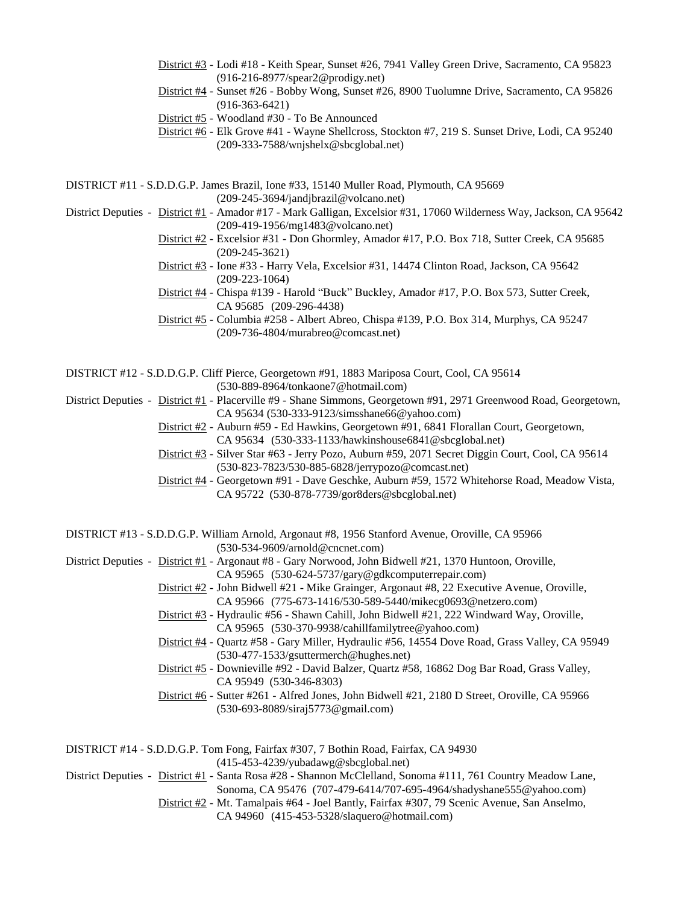<u>District #3</u> - Lodi #18 - Keith Spear, Sunset #26, 7941 Valley Green Drive, Sacramento, CA 95823 (916-216-8977/spear2@prodigy.net)

<u>District #4</u> - Sunset #26 - Bobby Wong, Sunset #26, 8900 Tuolumne Drive, Sacramento, CA 95826 (916-363-6421)

<u>District #5</u> - Woodland #30 - To Be Announced

<u>District #6</u> - Elk Grove #41 - Wayne Shellcross, Stockton #7, 219 S. Sunset Drive, Lodi, CA 95240 (209-333-7588/wnjshelx@sbcglobal.net)

DISTRICT #11 - S.D.D.G.P. James Brazil, Ione #33, 15140 Muller Road, Plymouth, CA 95669 (209-245-3694/jandjbrazil@volcano.net)

District Deputies - <u>District #1</u> - Amador #17 - Mark Galligan, Excelsior #31, 17060 Wilderness Way, Jackson, CA 95642 (209-419-1956/mg1483@volcano.net)

<u>District #2</u> - Excelsior #31 - Don Ghormley, Amador #17, P.O. Box 718, Sutter Creek, CA 95685 (209-245-3621)

<u>District #3</u> - Ione #33 - Harry Vela, Excelsior #31, 14474 Clinton Road, Jackson, CA 95642 (209-223-1064)

<u>District #4</u> - Chispa #139 - Harold "Buck" Buckley, Amador #17, P.O. Box 573, Sutter Creek, CA 95685 (209-296-4438)

<u>District #5</u> - Columbia #258 - Albert Abreo, Chispa #139, P.O. Box 314, Murphys, CA 95247 (209-736-4804/murabreo@comcast.net)

DISTRICT #12 - S.D.D.G.P. Cliff Pierce, Georgetown #91, 1883 Mariposa Court, Cool, CA 95614 (530-889-8964/tonkaone7@hotmail.com)

District Deputies - <u>District #1</u> - Placerville #9 - Shane Simmons, Georgetown #91, 2971 Greenwood Road, Georgetown, CA 95634 (530-333-9123/simsshane66@yahoo.com)

<u>District #2</u> - Auburn #59 - Ed Hawkins, Georgetown #91, 6841 Florallan Court, Georgetown, CA 95634 (530-333-1133/hawkinshouse6841@sbcglobal.net)

<u>District #3</u> - Silver Star #63 - Jerry Pozo, Auburn #59, 2071 Secret Diggin Court, Cool, CA 95614 (530-823-7823/530-885-6828/jerrypozo@comcast.net)

<u>District #4</u> - Georgetown #91 - Dave Geschke, Auburn #59, 1572 Whitehorse Road, Meadow Vista, CA 95722 (530-878-7739/gor8ders@sbcglobal.net)

DISTRICT #13 - S.D.D.G.P. William Arnold, Argonaut #8, 1956 Stanford Avenue, Oroville, CA 95966 (530-534-9609/arnold@cncnet.com)

District Deputies - <u>District #1</u> - Argonaut #8 - Gary Norwood, John Bidwell #21, 1370 Huntoon, Oroville, CA 95965 (530-624-5737/gary@gdkcomputerrepair.com)

<u>District #2</u> - John Bidwell #21 - Mike Grainger, Argonaut #8, 22 Executive Avenue, Oroville, CA 95966 (775-673-1416/530-589-5440/mikecg0693@netzero.com)

<u>District #3</u> - Hydraulic #56 - Shawn Cahill, John Bidwell #21, 222 Windward Way, Oroville, CA 95965 (530-370-9938/cahillfamilytree@yahoo.com)

<u>District #4</u> - Quartz #58 - Gary Miller, Hydraulic #56, 14554 Dove Road, Grass Valley, CA 95949 (530-477-1533/gsuttermerch@hughes.net)

<u>District #5</u> - Downieville #92 - David Balzer, Quartz #58, 16862 Dog Bar Road, Grass Valley, CA 95949 (530-346-8303)

<u>District #6</u> - Sutter #261 - Alfred Jones, John Bidwell #21, 2180 D Street, Oroville, CA 95966 (530-693-8089/siraj5773@gmail.com)

DISTRICT #14 - S.D.D.G.P. Tom Fong, Fairfax #307, 7 Bothin Road, Fairfax, CA 94930 (415-453-4239/yubadawg@sbcglobal.net)

District Deputies - <u>District #1</u> - Santa Rosa #28 - Shannon McClelland, Sonoma #111, 761 Country Meadow Lane, Sonoma, CA 95476 (707-479-6414/707-695-4964/shadyshane555@yahoo.com)

<u>District #2</u> - Mt. Tamalpais #64 - Joel Bantly, Fairfax #307, 79 Scenic Avenue, San Anselmo, CA 94960 (415-453-5328/slaquero@hotmail.com)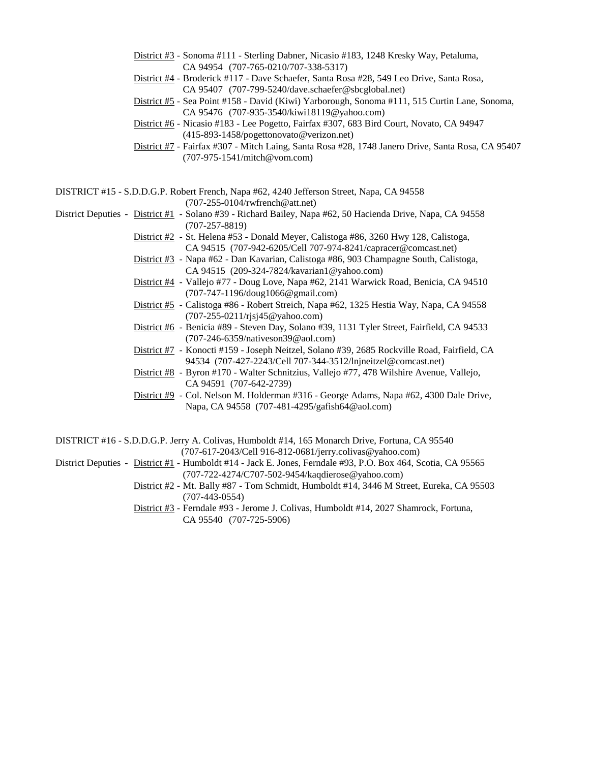District #3 - Sonoma #111 - Sterling Dabner, Nicasio #183, 1248 Kresky Way, Petaluma, CA 94954 (707-765-0210/707-338-5317)

District #4 - Broderick #117 - Dave Schaefer, Santa Rosa #28, 549 Leo Drive, Santa Rosa, CA 95407 (707-799-5240/dave.schaefer@sbcglobal.net)

District #5 - Sea Point #158 - David (Kiwi) Yarborough, Sonoma #111, 515 Curtin Lane, Sonoma, CA 95476 (707-935-3540/kiwi18119@yahoo.com)

District #6 - Nicasio #183 - Lee Pogetto, Fairfax #307, 683 Bird Court, Novato, CA 94947 (415-893-1458/pogettonovato@verizon.net)

District #7 - Fairfax #307 - Mitch Laing, Santa Rosa #28, 1748 Janero Drive, Santa Rosa, CA 95407 (707-975-1541/mitch@vom.com)

DISTRICT #15 - S.D.D.G.P. Robert French, Napa #62, 4240 Jefferson Street, Napa, CA 94558 (707-255-0104/rwfrench@att.net)

District Deputies - District #1 - Solano #39 - Richard Bailey, Napa #62, 50 Hacienda Drive, Napa, CA 94558 (707-257-8819)

District #2 - St. Helena #53 - Donald Meyer, Calistoga #86, 3260 Hwy 128, Calistoga, CA 94515 (707-942-6205/Cell 707-974-8241/capracer@comcast.net)

District #3 - Napa #62 - Dan Kavarian, Calistoga #86, 903 Champagne South, Calistoga, CA 94515 (209-324-7824/kavarian1@yahoo.com)

District #4 - Vallejo #77 - Doug Love, Napa #62, 2141 Warwick Road, Benicia, CA 94510 (707-747-1196/doug1066@gmail.com)

District #5 - Calistoga #86 - Robert Streich, Napa #62, 1325 Hestia Way, Napa, CA 94558 (707-255-0211/rjsj45@yahoo.com)

District #6 - Benicia #89 - Steven Day, Solano #39, 1131 Tyler Street, Fairfield, CA 94533 (707-246-6359/nativeson39@aol.com)

District #7 - Konocti #159 - Joseph Neitzel, Solano #39, 2685 Rockville Road, Fairfield, CA 94534 (707-427-2243/Cell 707-344-3512/lnjneitzel@comcast.net)

District #8 - Byron #170 - Walter Schnitzius, Vallejo #77, 478 Wilshire Avenue, Vallejo, CA 94591 (707-642-2739)

District #9 - Col. Nelson M. Holderman #316 - George Adams, Napa #62, 4300 Dale Drive, Napa, CA 94558 (707-481-4295/gafish64@aol.com)

DISTRICT #16 - S.D.D.G.P. Jerry A. Colivas, Humboldt #14, 165 Monarch Drive, Fortuna, CA 95540 (707-617-2043/Cell 916-812-0681/jerry.colivas@yahoo.com)

District Deputies - District #1 - Humboldt #14 - Jack E. Jones, Ferndale #93, P.O. Box 464, Scotia, CA 95565 (707-722-4274/C707-502-9454/kaqdierose@yahoo.com)

District #2 - Mt. Bally #87 - Tom Schmidt, Humboldt #14, 3446 M Street, Eureka, CA 95503 (707-443-0554)

District #3 - Ferndale #93 - Jerome J. Colivas, Humboldt #14, 2027 Shamrock, Fortuna, CA 95540 (707-725-5906)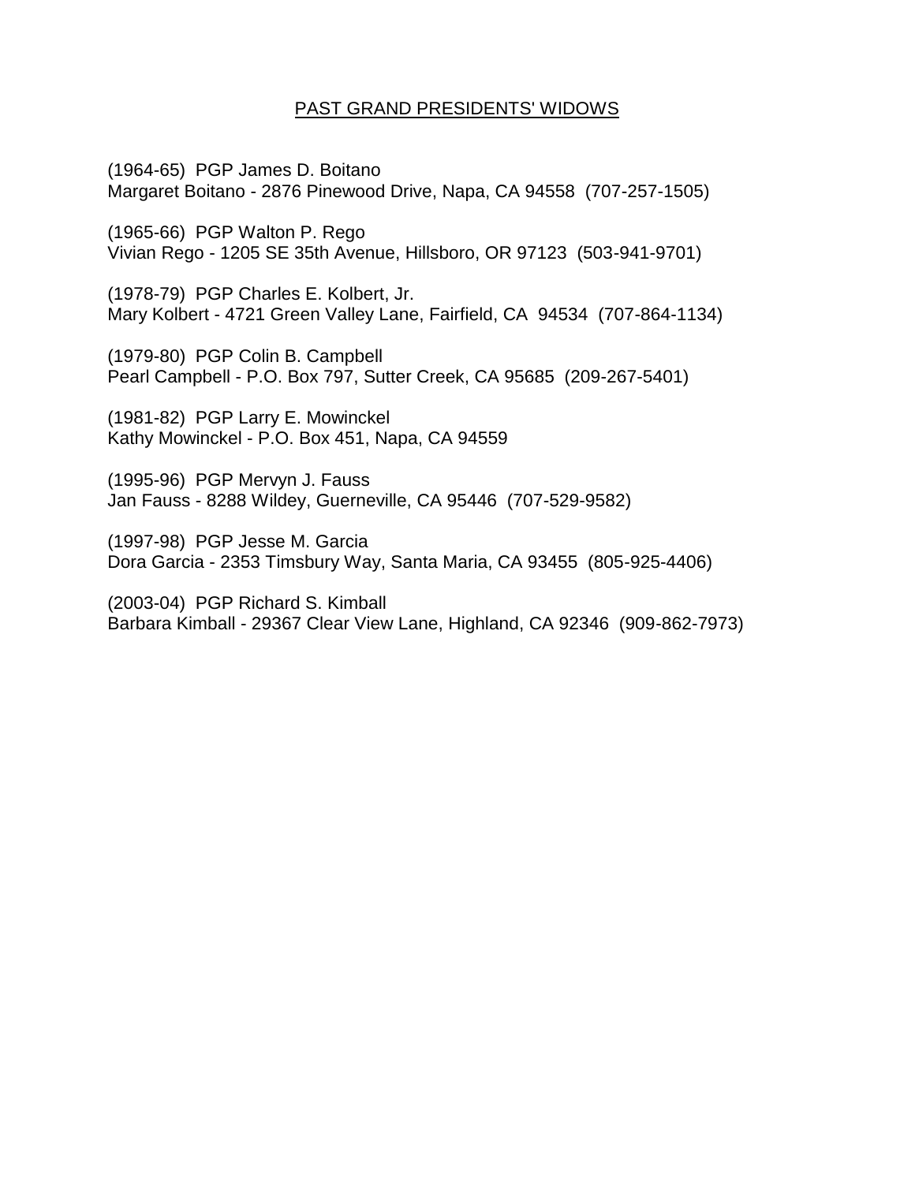## PAST GRAND PRESIDENTS' WIDOWS

(1964-65) PGP James D. Boitano
Margaret Boitano - 2876 Pinewood Drive, Napa, CA 94558 (707-257-1505)

(1965-66) PGP Walton P. Rego
Vivian Rego - 1205 SE 35th Avenue, Hillsboro, OR 97123 (503-941-9701)

(1978-79) PGP Charles E. Kolbert, Jr.
Mary Kolbert - 4721 Green Valley Lane, Fairfield, CA 94534 (707-864-1134)

(1979-80) PGP Colin B. Campbell
Pearl Campbell - P.O. Box 797, Sutter Creek, CA 95685 (209-267-5401)

(1981-82) PGP Larry E. Mowinckel
Kathy Mowinckel - P.O. Box 451, Napa, CA 94559

(1995-96) PGP Mervyn J. Fauss
Jan Fauss - 8288 Wildey, Guerneville, CA 95446 (707-529-9582)

(1997-98) PGP Jesse M. Garcia
Dora Garcia - 2353 Timsbury Way, Santa Maria, CA 93455 (805-925-4406)

(2003-04) PGP Richard S. Kimball
Barbara Kimball - 29367 Clear View Lane, Highland, CA 92346 (909-862-7973)